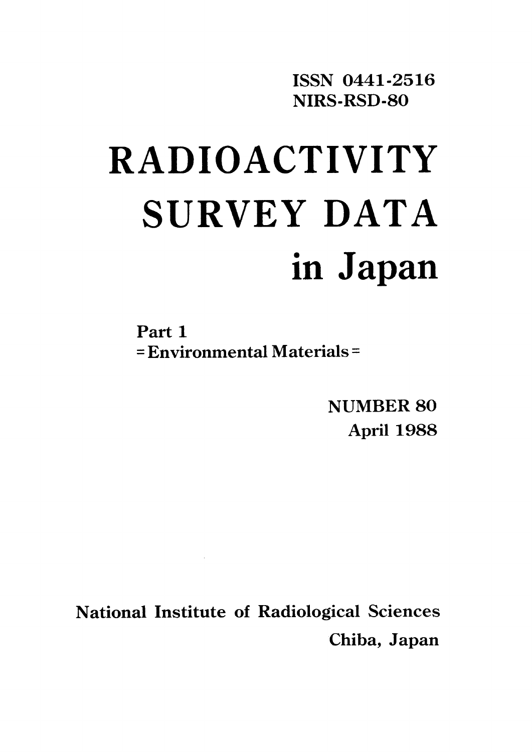ISSN 0441-2516
NIRS-RSD-80

# RADIOACTIVITY SURVEY DATA in Japan

Part 1
= Environmental Materials =

NUMBER 80
April 1988

National Institute of Radiological Sciences
Chiba, Japan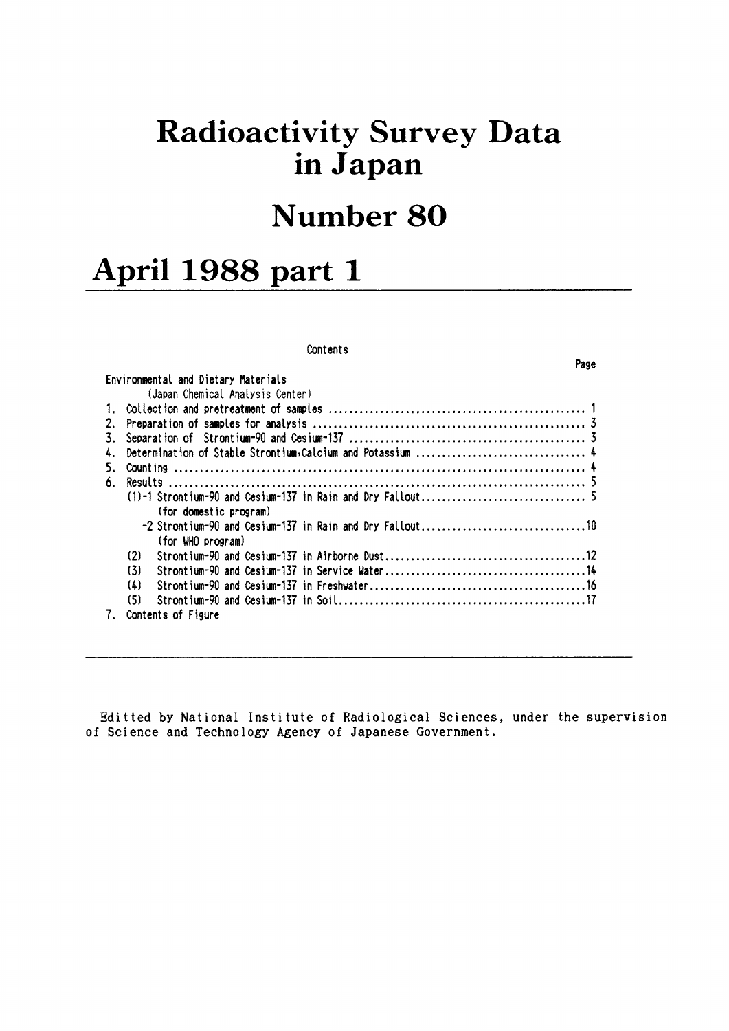# Radioactivity Survey Data in Japan

# Number 80

# April 1988 part 1

Contents

| | Page |
|---|---|
| Environmental and Dietary Materials | |
| (Japan Chemical Analysis Center) | |
| 1. Collection and pretreatment of samples | 1 |
| 2. Preparation of samples for analysis | 3 |
| 3. Separation of Strontium-90 and Cesium-137 | 3 |
| 4. Determination of Stable Strontium,Calcium and Potassium | 4 |
| 5. Counting | 4 |
| 6. Results | 5 |
| (1)-1 Strontium-90 and Cesium-137 in Rain and Dry Fallout (for domestic program) | 5 |
| -2 Strontium-90 and Cesium-137 in Rain and Dry Fallout (for WHO program) | 10 |
| (2) Strontium-90 and Cesium-137 in Airborne Dust | 12 |
| (3) Strontium-90 and Cesium-137 in Service Water | 14 |
| (4) Strontium-90 and Cesium-137 in Freshwater | 16 |
| (5) Strontium-90 and Cesium-137 in Soil | 17 |
| 7. Contents of Figure | |

Editted by National Institute of Radiological Sciences, under the supervision of Science and Technology Agency of Japanese Government.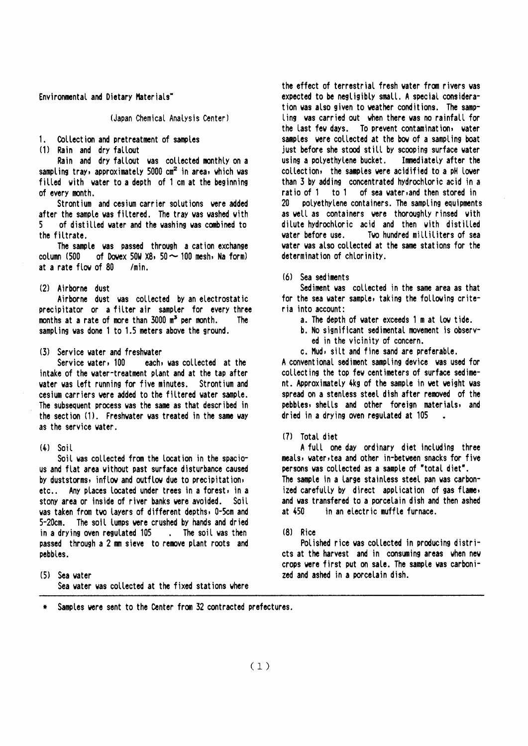Environmental and Dietary Materials*

(Japan Chemical Analysis Center)

1. Collection and pretreatment of samples

(1) Rain and dry fallout

Rain and dry fallout was collected monthly on a sampling tray, approximately 5000 $cm^2$ in area, which was filled with water to a depth of 1 cm at the beginning of every month.

Strontium and cesium carrier solutions were added after the sample was filtered. The tray was washed with 5 of distilled water and the washing was combined to the filtrate.

The sample was passed through a cation exchange column (500 of Dowex 50W X8, 50～100 mesh, Na form) at a rate flow of 80 /min.

(2) Airborne dust

Airborne dust was collected by an electrostatic precipitator or a filter air sampler for every three months at a rate of more than 3000 $m^3$ per month. The sampling was done 1 to 1.5 meters above the ground.

(3) Service water and freshwater

Service water, 100 each, was collected at the intake of the water-treatment plant and at the tap after water was left running for five minutes. Strontium and cesium carriers were added to the filtered water sample. The subsequent process was the same as that described in the section (1). Freshwater was treated in the same way as the service water.

(4) Soil

Soil was collected from the location in the spacious and flat area without past surface disturbance caused by duststorms, inflow and outflow due to precipitation, etc.. Any places located under trees in a forest, in a stony area or inside of river banks were avoided. Soil was taken from two layers of different depths, 0-5cm and 5-20cm. The soil lumps were crushed by hands and dried in a drying oven regulated 105 . The soil was then passed through a 2 mm sieve to remove plant roots and pebbles.

(5) Sea water

Sea water was collected at the fixed stations where the effect of terrestrial fresh water from rivers was expected to be negligibly small. A special consideration was also given to weather conditions. The sampling was carried out when there was no rainfall for the last few days. To prevent contamination, water samples were collected at the bow of a sampling boat just before she stood still by scooping surface water using a polyethylene bucket. Immediately after the collection, the samples were acidified to a pH lower than 3 by adding concentrated hydrochloric acid in a ratio of 1 to 1 of sea water, and then stored in 20 polyethylene containers. The sampling equipments as well as containers were thoroughly rinsed with dilute hydrochloric acid and then with distilled water before use. Two hundred milliliters of sea water was also collected at the same stations for the determination of chlorinity.

(6) Sea sediments

Sediment was collected in the same area as that for the sea water sample, taking the following criteria into account:

a. The depth of water exceeds 1 m at low tide.
b. No significant sedimental movement is observed in the vicinity of concern.
c. Mud, silt and fine sand are preferable.

A conventional sediment sampling device was used for collecting the top few centimeters of surface sediment. Approximately 4kg of the sample in wet weight was spread on a stenless steel dish after removed of the pebbles, shells and other foreign materials, and dried in a drying oven regulated at 105 .

(7) Total diet

A full one day ordinary diet including three meals, water, tea and other in-between snacks for five persons was collected as a sample of "total diet". The sample in a large stainless steel pan was carbonized carefully by direct application of gas flame, and was transfered to a porcelain dish and then ashed at 450 in an electric muffle furnace.

(8) Rice

Polished rice was collected in producing districts at the harvest and in consuming areas when new crops were first put on sale. The sample was carbonized and ashed in a porcelain dish.

---

* Samples were sent to the Center from 32 contracted prefectures.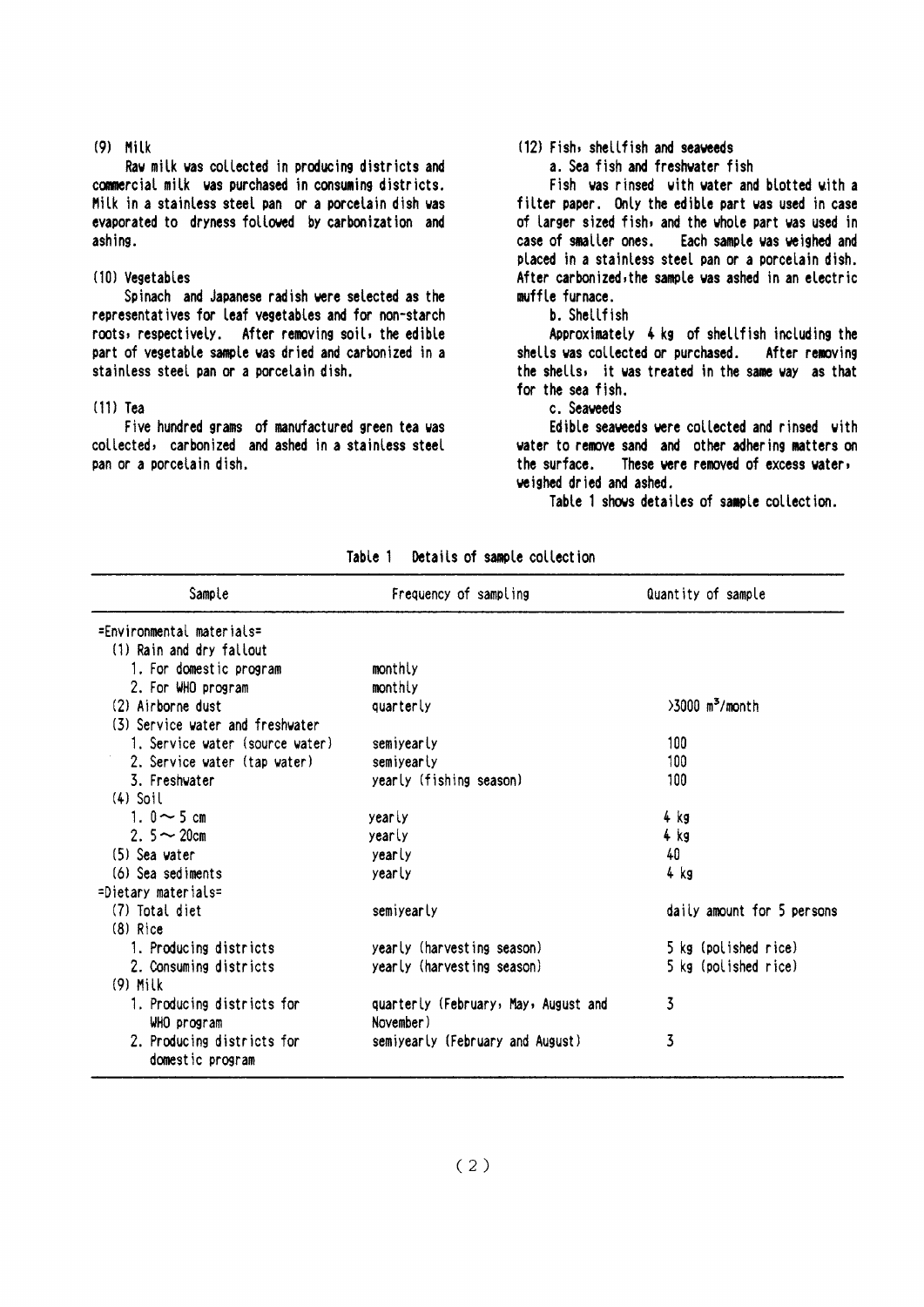(9) Milk

Raw milk was collected in producing districts and commercial milk was purchased in consuming districts. Milk in a stainless steel pan or a porcelain dish was evaporated to dryness followed by carbonization and ashing.

(10) Vegetables

Spinach and Japanese radish were selected as the representatives for leaf vegetables and for non-starch roots, respectively. After removing soil, the edible part of vegetable sample was dried and carbonized in a stainless steel pan or a porcelain dish.

(11) Tea

Five hundred grams of manufactured green tea was collected, carbonized and ashed in a stainless steel pan or a porcelain dish.

(12) Fish, shellfish and seaweeds

a. Sea fish and freshwater fish

Fish was rinsed with water and blotted with a filter paper. Only the edible part was used in case of larger sized fish, and the whole part was used in case of smaller ones. Each sample was weighed and placed in a stainless steel pan or a porcelain dish. After carbonized, the sample was ashed in an electric muffle furnace.

b. Shellfish

Approximately 4 kg of shellfish including the shells was collected or purchased. After removing the shells, it was treated in the same way as that for the sea fish.

c. Seaweeds

Edible seaweeds were collected and rinsed with water to remove sand and other adhering matters on the surface. These were removed of excess water, weighed dried and ashed.

Table 1 shows detailes of sample collection.

Table 1 Details of sample collection

| Sample | Frequency of sampling | Quantity of sample |
|---|---|---|
| =Environmental materials= | | |
| (1) Rain and dry fallout | | |
| 1. For domestic program | monthly | |
| 2. For WHO program | monthly | |
| (2) Airborne dust | quarterly | >3000 $m^3$/month |
| (3) Service water and freshwater | | |
| 1. Service water (source water) | semiyearly | 100 |
| 2. Service water (tap water) | semiyearly | 100 |
| 3. Freshwater | yearly (fishing season) | 100 |
| (4) Soil | | |
| 1. 0～5 cm | yearly | 4 kg |
| 2. 5～20cm | yearly | 4 kg |
| (5) Sea water | yearly | 40 |
| (6) Sea sediments | yearly | 4 kg |
| =Dietary materials= | | |
| (7) Total diet | semiyearly | daily amount for 5 persons |
| (8) Rice | | |
| 1. Producing districts | yearly (harvesting season) | 5 kg (polished rice) |
| 2. Consuming districts | yearly (harvesting season) | 5 kg (polished rice) |
| (9) Milk | | |
| 1. Producing districts for WHO program | quarterly (February, May, August and November) | 3 |
| 2. Producing districts for domestic program | semiyearly (February and August) | 3 |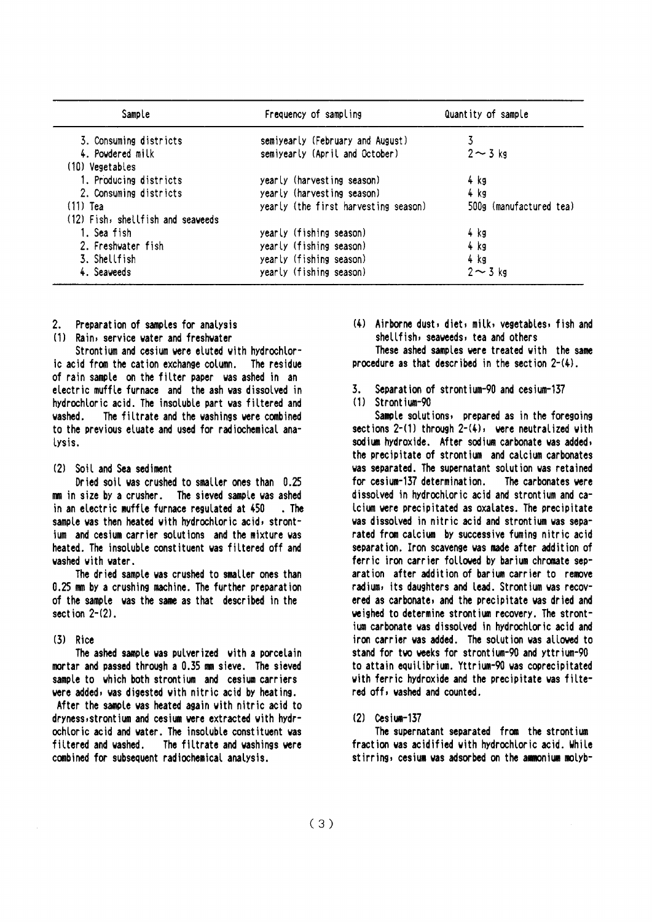| Sample | Frequency of sampling | Quantity of sample |
|---|---|---|
| 3. Consuming districts | semiyearly (February and August) | 3 |
| 4. Powdered milk | semiyearly (April and October) | 2 ~ 3 kg |
| (10) Vegetables | | |
| 1. Producing districts | yearly (harvesting season) | 4 kg |
| 2. Consuming districts | yearly (harvesting season) | 4 kg |
| (11) Tea | yearly (the first harvesting season) | 500g (manufactured tea) |
| (12) Fish, shellfish and seaweeds | | |
| 1. Sea fish | yearly (fishing season) | 4 kg |
| 2. Freshwater fish | yearly (fishing season) | 4 kg |
| 3. Shellfish | yearly (fishing season) | 4 kg |
| 4. Seaweeds | yearly (fishing season) | 2 ~ 3 kg |

## 2. Preparation of samples for analysis

### (1) Rain, service water and freshwater

Strontium and cesium were eluted with hydrochloric acid from the cation exchange column. The residue of rain sample on the filter paper was ashed in an electric muffle furnace and the ash was dissolved in hydrochloric acid. The insoluble part was filtered and washed. The filtrate and the washings were combined to the previous eluate and used for radiochemical analysis.

### (2) Soil and Sea sediment

Dried soil was crushed to smaller ones than 0.25 mm in size by a crusher. The sieved sample was ashed in an electric muffle furnace regulated at 450 . The sample was then heated with hydrochloric acid, strontium and cesium carrier solutions and the mixture was heated. The insoluble constituent was filtered off and washed with water.

The dried sample was crushed to smaller ones than 0.25 mm by a crushing machine. The further preparation of the sample was the same as that described in the section 2-(2).

### (3) Rice

The ashed sample was pulverized with a porcelain mortar and passed through a 0.35 mm sieve. The sieved sample to which both strontium and cesium carriers were added, was digested with nitric acid by heating. After the sample was heated again with nitric acid to dryness, strontium and cesium were extracted with hydrochloric acid and water. The insoluble constituent was filtered and washed. The filtrate and washings were combined for subsequent radiochemical analysis.

### (4) Airborne dust, diet, milk, vegetables, fish and shellfish, seaweeds, tea and others

These ashed samples were treated with the same procedure as that described in the section 2-(4).

## 3. Separation of strontium-90 and cesium-137

### (1) Strontium-90

Sample solutions, prepared as in the foregoing sections 2-(1) through 2-(4), were neutralized with sodium hydroxide. After sodium carbonate was added, the precipitate of strontium and calcium carbonates was separated. The supernatant solution was retained for cesium-137 determination. The carbonates were dissolved in hydrochloric acid and strontium and calcium were precipitated as oxalates. The precipitate was dissolved in nitric acid and strontium was separated from calcium by successive fuming nitric acid separation. Iron scavenge was made after addition of ferric iron carrier followed by barium chromate separation after addition of barium carrier to remove radium, its daughters and lead. Strontium was recovered as carbonate, and the precipitate was dried and weighed to determine strontium recovery. The strontium carbonate was dissolved in hydrochloric acid and iron carrier was added. The solution was allowed to stand for two weeks for strontium-90 and yttrium-90 to attain equilibrium. Yttrium-90 was coprecipitated with ferric hydroxide and the precipitate was filtered off, washed and counted.

### (2) Cesium-137

The supernatant separated from the strontium fraction was acidified with hydrochloric acid. While stirring, cesium was adsorbed on the ammonium molyb-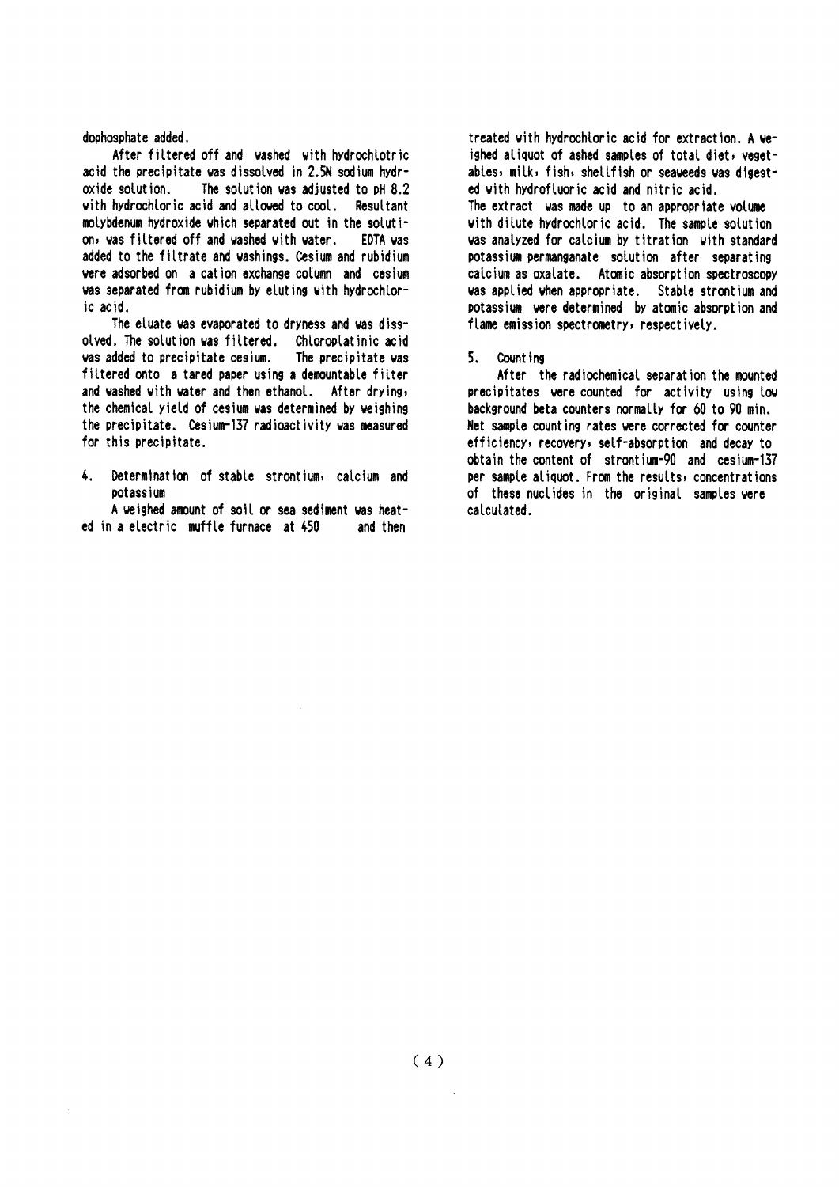dophosphate added.

After filtered off and washed with hydrochlotric acid the precipitate was dissolved in 2.5N sodium hydroxide solution. The solution was adjusted to pH 8.2 with hydrochloric acid and allowed to cool. Resultant molybdenum hydroxide which separated out in the solution, was filtered off and washed with water. EDTA was added to the filtrate and washings. Cesium and rubidium were adsorbed on a cation exchange column and cesium was separated from rubidium by eluting with hydrochloric acid.

The eluate was evaporated to dryness and was dissolved. The solution was filtered. Chloroplatinic acid was added to precipitate cesium. The precipitate was filtered onto a tared paper using a demountable filter and washed with water and then ethanol. After drying, the chemical yield of cesium was determined by weighing the precipitate. Cesium-137 radioactivity was measured for this precipitate.

## 4. Determination of stable strontium, calcium and potassium

A weighed amount of soil or sea sediment was heated in a electric muffle furnace at 450 and then treated with hydrochloric acid for extraction. A weighed aliquot of ashed samples of total diet, vegetables, milk, fish, shellfish or seaweeds was digested with hydrofluoric acid and nitric acid.
The extract was made up to an appropriate volume with dilute hydrochloric acid. The sample solution was analyzed for calcium by titration with standard potassium permanganate solution after separating calcium as oxalate. Atomic absorption spectroscopy was applied when appropriate. Stable strontium and potassium were determined by atomic absorption and flame emission spectrometry, respectively.

## 5. Counting

After the radiochemical separation the mounted precipitates were counted for activity using low background beta counters normally for 60 to 90 min. Net sample counting rates were corrected for counter efficiency, recovery, self-absorption and decay to obtain the content of strontium-90 and cesium-137 per sample aliquot. From the results, concentrations of these nuclides in the original samples were calculated.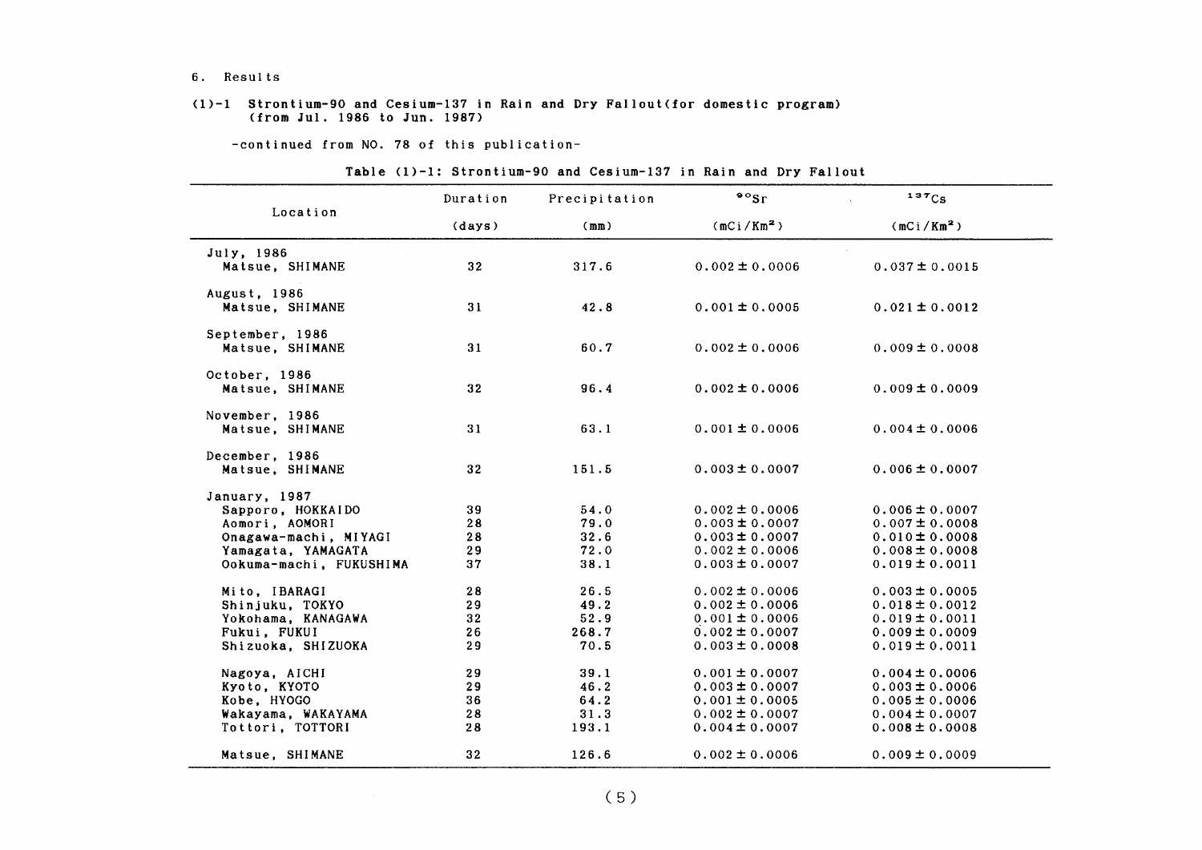6. Results

(1)-1 Strontium-90 and Cesium-137 in Rain and Dry Fallout(for domestic program) (from Jul. 1986 to Jun. 1987)

-continued from NO. 78 of this publication-

Table (1)-1: Strontium-90 and Cesium-137 in Rain and Dry Fallout

| Location | Duration (days) | Precipitation (mm) | $^{90}Sr$ ($mCi/Km^2$) | $^{137}Cs$ ($mCi/Km^2$) |
|---|---|---|---|---|
| July, 1986 | | | | |
| Matsue, SHIMANE | 32 | 317.6 | 0.002 ± 0.0006 | 0.037 ± 0.0015 |
| August, 1986 | | | | |
| Matsue, SHIMANE | 31 | 42.8 | 0.001 ± 0.0005 | 0.021 ± 0.0012 |
| September, 1986 | | | | |
| Matsue, SHIMANE | 31 | 60.7 | 0.002 ± 0.0006 | 0.009 ± 0.0008 |
| October, 1986 | | | | |
| Matsue, SHIMANE | 32 | 96.4 | 0.002 ± 0.0006 | 0.009 ± 0.0009 |
| November, 1986 | | | | |
| Matsue, SHIMANE | 31 | 63.1 | 0.001 ± 0.0006 | 0.004 ± 0.0006 |
| December, 1986 | | | | |
| Matsue, SHIMANE | 32 | 151.5 | 0.003 ± 0.0007 | 0.006 ± 0.0007 |
| January, 1987 | | | | |
| Sapporo, HOKKAIDO | 39 | 54.0 | 0.002 ± 0.0006 | 0.006 ± 0.0007 |
| Aomori, AOMORI | 28 | 79.0 | 0.003 ± 0.0007 | 0.007 ± 0.0008 |
| Onagawa-machi, MIYAGI | 28 | 32.6 | 0.003 ± 0.0007 | 0.010 ± 0.0008 |
| Yamagata, YAMAGATA | 29 | 72.0 | 0.002 ± 0.0006 | 0.008 ± 0.0008 |
| Ookuma-machi, FUKUSHIMA | 37 | 38.1 | 0.003 ± 0.0007 | 0.019 ± 0.0011 |
| Mito, IBARAGI | 28 | 26.5 | 0.002 ± 0.0006 | 0.003 ± 0.0005 |
| Shinjuku, TOKYO | 29 | 49.2 | 0.002 ± 0.0006 | 0.018 ± 0.0012 |
| Yokohama, KANAGAWA | 32 | 52.9 | 0.001 ± 0.0006 | 0.019 ± 0.0011 |
| Fukui, FUKUI | 26 | 268.7 | 0.002 ± 0.0007 | 0.009 ± 0.0009 |
| Shizuoka, SHIZUOKA | 29 | 70.5 | 0.003 ± 0.0008 | 0.019 ± 0.0011 |
| Nagoya, AICHI | 29 | 39.1 | 0.001 ± 0.0007 | 0.004 ± 0.0006 |
| Kyoto, KYOTO | 29 | 46.2 | 0.003 ± 0.0007 | 0.003 ± 0.0006 |
| Kobe, HYOGO | 36 | 64.2 | 0.001 ± 0.0005 | 0.005 ± 0.0006 |
| Wakayama, WAKAYAMA | 28 | 31.3 | 0.002 ± 0.0007 | 0.004 ± 0.0007 |
| Tottori, TOTTORI | 28 | 193.1 | 0.004 ± 0.0007 | 0.008 ± 0.0008 |
| Matsue, SHIMANE | 32 | 126.6 | 0.002 ± 0.0006 | 0.009 ± 0.0009 |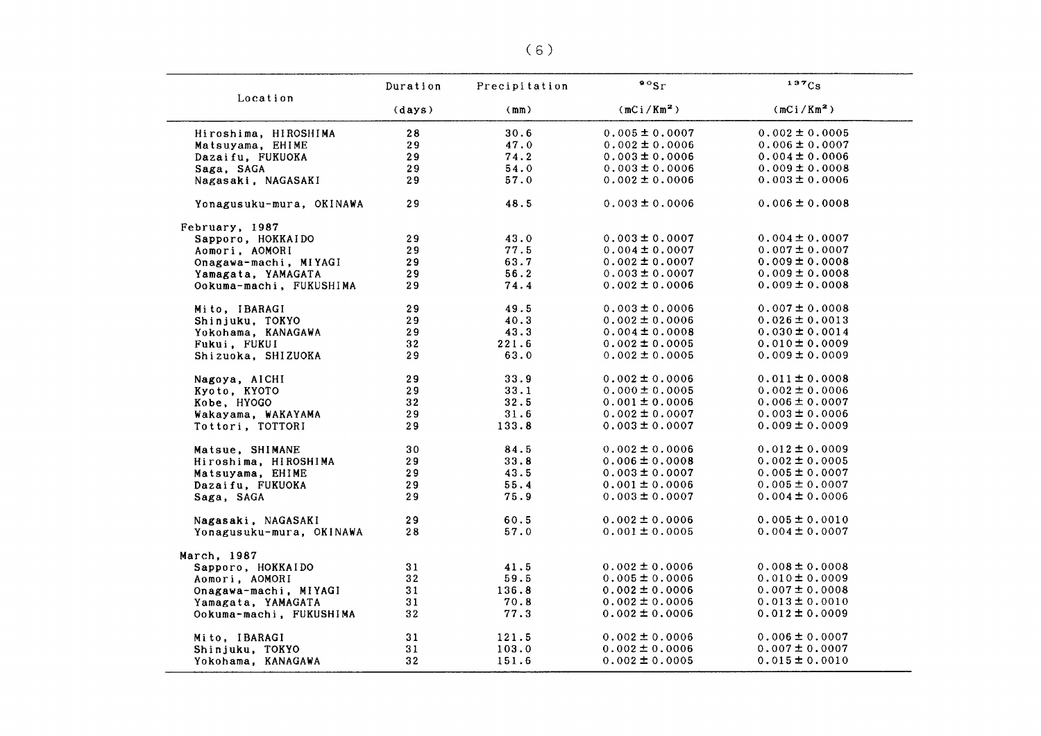| Location | Duration (days) | Precipitation (mm) | $^{90}Sr$ (mCi/Km$^2$) | $^{137}Cs$ (mCi/Km$^2$) |
|---|---|---|---|---|
| Hiroshima, HIROSHIMA | 28 | 30.6 | 0.005 ± 0.0007 | 0.002 ± 0.0005 |
| Matsuyama, EHIME | 29 | 47.0 | 0.002 ± 0.0006 | 0.006 ± 0.0007 |
| Dazaifu, FUKUOKA | 29 | 74.2 | 0.003 ± 0.0006 | 0.004 ± 0.0006 |
| Saga, SAGA | 29 | 54.0 | 0.003 ± 0.0006 | 0.009 ± 0.0008 |
| Nagasaki, NAGASAKI | 29 | 57.0 | 0.002 ± 0.0006 | 0.003 ± 0.0006 |
| Yonagusuku-mura, OKINAWA | 29 | 48.5 | 0.003 ± 0.0006 | 0.006 ± 0.0008 |
| February, 1987 | | | | |
| Sapporo, HOKKAIDO | 29 | 43.0 | 0.003 ± 0.0007 | 0.004 ± 0.0007 |
| Aomori, AOMORI | 29 | 77.5 | 0.004 ± 0.0007 | 0.007 ± 0.0007 |
| Onagawa-machi, MIYAGI | 29 | 63.7 | 0.002 ± 0.0007 | 0.009 ± 0.0008 |
| Yamagata, YAMAGATA | 29 | 56.2 | 0.003 ± 0.0007 | 0.009 ± 0.0008 |
| Ookuma-machi, FUKUSHIMA | 29 | 74.4 | 0.002 ± 0.0006 | 0.009 ± 0.0008 |
| Mito, IBARAGI | 29 | 49.5 | 0.003 ± 0.0006 | 0.007 ± 0.0008 |
| Shinjuku, TOKYO | 29 | 40.3 | 0.002 ± 0.0006 | 0.026 ± 0.0013 |
| Yokohama, KANAGAWA | 29 | 43.3 | 0.004 ± 0.0008 | 0.030 ± 0.0014 |
| Fukui, FUKUI | 32 | 221.6 | 0.002 ± 0.0005 | 0.010 ± 0.0009 |
| Shizuoka, SHIZUOKA | 29 | 63.0 | 0.002 ± 0.0005 | 0.009 ± 0.0009 |
| Nagoya, AICHI | 29 | 33.9 | 0.002 ± 0.0006 | 0.011 ± 0.0008 |
| Kyoto, KYOTO | 29 | 33.1 | 0.000 ± 0.0005 | 0.002 ± 0.0006 |
| Kobe, HYOGO | 32 | 32.5 | 0.001 ± 0.0006 | 0.006 ± 0.0007 |
| Wakayama, WAKAYAMA | 29 | 31.6 | 0.002 ± 0.0007 | 0.003 ± 0.0006 |
| Tottori, TOTTORI | 29 | 133.8 | 0.003 ± 0.0007 | 0.009 ± 0.0009 |
| Matsue, SHIMANE | 30 | 84.5 | 0.002 ± 0.0006 | 0.012 ± 0.0009 |
| Hiroshima, HIROSHIMA | 29 | 33.8 | 0.006 ± 0.0008 | 0.002 ± 0.0005 |
| Matsuyama, EHIME | 29 | 43.5 | 0.003 ± 0.0007 | 0.005 ± 0.0007 |
| Dazaifu, FUKUOKA | 29 | 55.4 | 0.001 ± 0.0006 | 0.005 ± 0.0007 |
| Saga, SAGA | 29 | 75.9 | 0.003 ± 0.0007 | 0.004 ± 0.0006 |
| Nagasaki, NAGASAKI | 29 | 60.5 | 0.002 ± 0.0006 | 0.005 ± 0.0010 |
| Yonagusuku-mura, OKINAWA | 28 | 57.0 | 0.001 ± 0.0005 | 0.004 ± 0.0007 |
| March, 1987 | | | | |
| Sapporo, HOKKAIDO | 31 | 41.5 | 0.002 ± 0.0006 | 0.008 ± 0.0008 |
| Aomori, AOMORI | 32 | 59.5 | 0.005 ± 0.0006 | 0.010 ± 0.0009 |
| Onagawa-machi, MIYAGI | 31 | 136.8 | 0.002 ± 0.0006 | 0.007 ± 0.0008 |
| Yamagata, YAMAGATA | 31 | 70.8 | 0.002 ± 0.0006 | 0.013 ± 0.0010 |
| Ookuma-machi, FUKUSHIMA | 32 | 77.3 | 0.002 ± 0.0006 | 0.012 ± 0.0009 |
| Mito, IBARAGI | 31 | 121.5 | 0.002 ± 0.0006 | 0.006 ± 0.0007 |
| Shinjuku, TOKYO | 31 | 103.0 | 0.002 ± 0.0006 | 0.007 ± 0.0007 |
| Yokohama, KANAGAWA | 32 | 151.6 | 0.002 ± 0.0005 | 0.015 ± 0.0010 |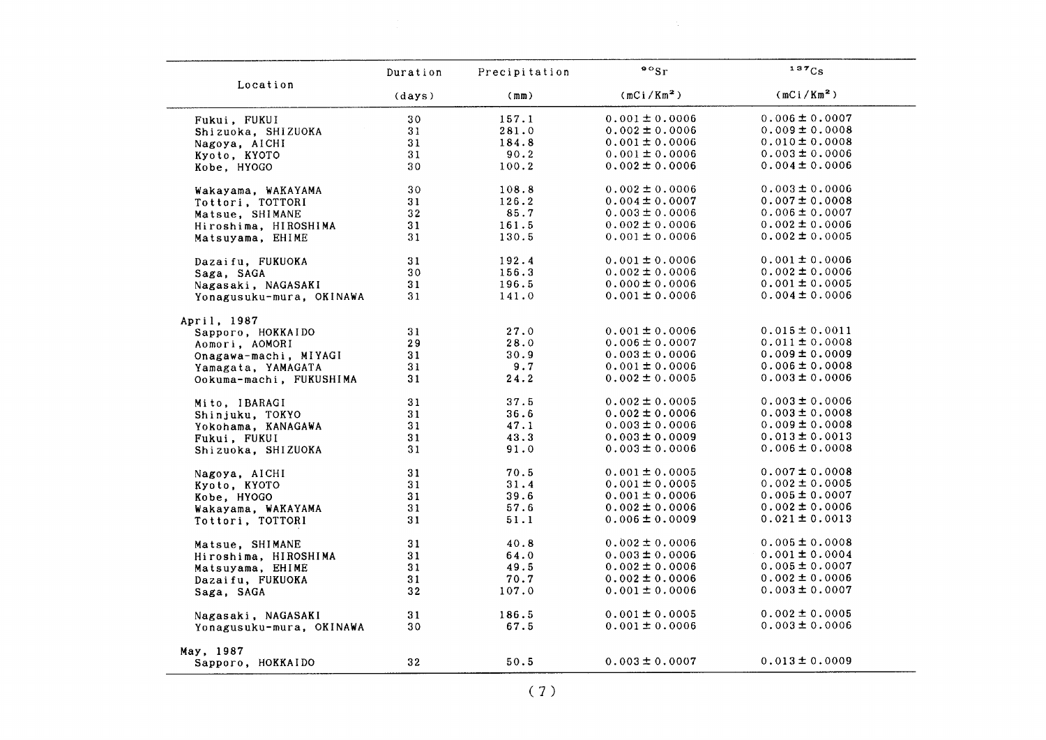| Location | Duration (days) | Precipitation (mm) | $^{90}Sr$ ($mCi/Km^2$) | $^{137}Cs$ ($mCi/Km^2$) |
|---|---|---|---|---|
| Fukui, FUKUI | 30 | 157.1 | 0.001 ± 0.0006 | 0.006 ± 0.0007 |
| Shizuoka, SHIZUOKA | 31 | 281.0 | 0.002 ± 0.0006 | 0.009 ± 0.0008 |
| Nagoya, AICHI | 31 | 184.8 | 0.001 ± 0.0006 | 0.010 ± 0.0008 |
| Kyoto, KYOTO | 31 | 90.2 | 0.001 ± 0.0006 | 0.003 ± 0.0006 |
| Kobe, HYOGO | 30 | 100.2 | 0.002 ± 0.0006 | 0.004 ± 0.0006 |
| Wakayama, WAKAYAMA | 30 | 108.8 | 0.002 ± 0.0006 | 0.003 ± 0.0006 |
| Tottori, TOTTORI | 31 | 126.2 | 0.004 ± 0.0007 | 0.007 ± 0.0008 |
| Matsue, SHIMANE | 32 | 85.7 | 0.003 ± 0.0006 | 0.006 ± 0.0007 |
| Hiroshima, HIROSHIMA | 31 | 161.5 | 0.002 ± 0.0006 | 0.002 ± 0.0006 |
| Matsuyama, EHIME | 31 | 130.5 | 0.001 ± 0.0006 | 0.002 ± 0.0005 |
| Dazaifu, FUKUOKA | 31 | 192.4 | 0.001 ± 0.0006 | 0.001 ± 0.0006 |
| Saga, SAGA | 30 | 156.3 | 0.002 ± 0.0006 | 0.002 ± 0.0006 |
| Nagasaki, NAGASAKI | 31 | 196.5 | 0.000 ± 0.0006 | 0.001 ± 0.0005 |
| Yonagusuku-mura, OKINAWA | 31 | 141.0 | 0.001 ± 0.0006 | 0.004 ± 0.0006 |
| April, 1987 | | | | |
| Sapporo, HOKKAIDO | 31 | 27.0 | 0.001 ± 0.0006 | 0.015 ± 0.0011 |
| Aomori, AOMORI | 29 | 28.0 | 0.006 ± 0.0007 | 0.011 ± 0.0008 |
| Onagawa-machi, MIYAGI | 31 | 30.9 | 0.003 ± 0.0006 | 0.009 ± 0.0009 |
| Yamagata, YAMAGATA | 31 | 9.7 | 0.001 ± 0.0006 | 0.006 ± 0.0008 |
| Ookuma-machi, FUKUSHIMA | 31 | 24.2 | 0.002 ± 0.0005 | 0.003 ± 0.0006 |
| Mito, IBARAGI | 31 | 37.5 | 0.002 ± 0.0005 | 0.003 ± 0.0006 |
| Shinjuku, TOKYO | 31 | 36.6 | 0.002 ± 0.0006 | 0.003 ± 0.0008 |
| Yokohama, KANAGAWA | 31 | 47.1 | 0.003 ± 0.0006 | 0.009 ± 0.0008 |
| Fukui, FUKUI | 31 | 43.3 | 0.003 ± 0.0009 | 0.013 ± 0.0013 |
| Shizuoka, SHIZUOKA | 31 | 91.0 | 0.003 ± 0.0006 | 0.006 ± 0.0008 |
| Nagoya, AICHI | 31 | 70.5 | 0.001 ± 0.0005 | 0.007 ± 0.0008 |
| Kyoto, KYOTO | 31 | 31.4 | 0.001 ± 0.0005 | 0.002 ± 0.0005 |
| Kobe, HYOGO | 31 | 39.6 | 0.001 ± 0.0006 | 0.005 ± 0.0007 |
| Wakayama, WAKAYAMA | 31 | 57.6 | 0.002 ± 0.0006 | 0.002 ± 0.0006 |
| Tottori, TOTTORI | 31 | 51.1 | 0.006 ± 0.0009 | 0.021 ± 0.0013 |
| Matsue, SHIMANE | 31 | 40.8 | 0.002 ± 0.0006 | 0.005 ± 0.0008 |
| Hiroshima, HIROSHIMA | 31 | 64.0 | 0.003 ± 0.0006 | 0.001 ± 0.0004 |
| Matsuyama, EHIME | 31 | 49.5 | 0.002 ± 0.0006 | 0.005 ± 0.0007 |
| Dazaifu, FUKUOKA | 31 | 70.7 | 0.002 ± 0.0006 | 0.002 ± 0.0006 |
| Saga, SAGA | 32 | 107.0 | 0.001 ± 0.0006 | 0.003 ± 0.0007 |
| Nagasaki, NAGASAKI | 31 | 186.5 | 0.001 ± 0.0005 | 0.002 ± 0.0005 |
| Yonagusuku-mura, OKINAWA | 30 | 67.5 | 0.001 ± 0.0006 | 0.003 ± 0.0006 |
| May, 1987 | | | | |
| Sapporo, HOKKAIDO | 32 | 50.5 | 0.003 ± 0.0007 | 0.013 ± 0.0009 |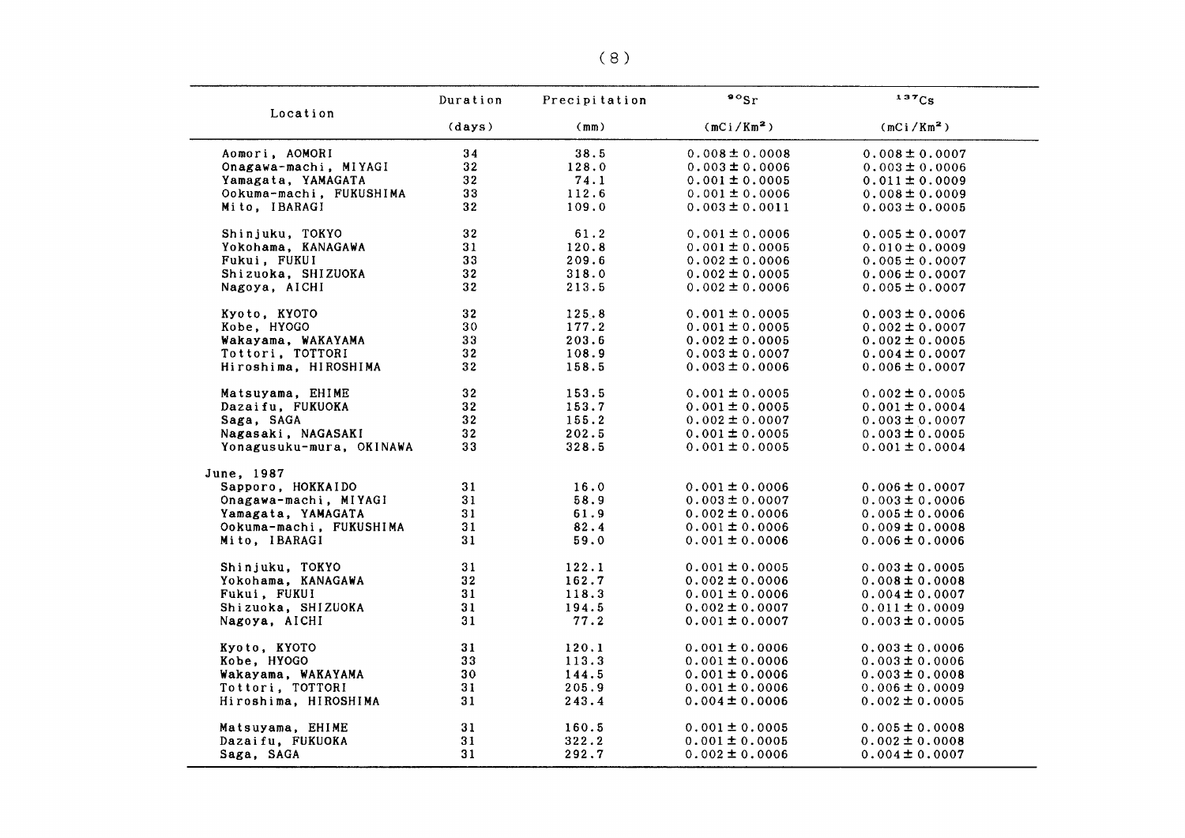| Location | Duration (days) | Precipitation (mm) | $^{90}Sr$ ($mCi/Km^2$) | $^{137}Cs$ ($mCi/Km^2$) |
|---|---|---|---|---|
| Aomori, AOMORI | 34 | 38.5 | 0.008 ± 0.0008 | 0.008 ± 0.0007 |
| Onagawa-machi, MIYAGI | 32 | 128.0 | 0.003 ± 0.0006 | 0.003 ± 0.0006 |
| Yamagata, YAMAGATA | 32 | 74.1 | 0.001 ± 0.0005 | 0.011 ± 0.0009 |
| Ookuma-machi, FUKUSHIMA | 33 | 112.6 | 0.001 ± 0.0006 | 0.008 ± 0.0009 |
| Mito, IBARAGI | 32 | 109.0 | 0.003 ± 0.0011 | 0.003 ± 0.0005 |
| Shinjuku, TOKYO | 32 | 61.2 | 0.001 ± 0.0006 | 0.005 ± 0.0007 |
| Yokohama, KANAGAWA | 31 | 120.8 | 0.001 ± 0.0005 | 0.010 ± 0.0009 |
| Fukui, FUKUI | 33 | 209.6 | 0.002 ± 0.0006 | 0.005 ± 0.0007 |
| Shizuoka, SHIZUOKA | 32 | 318.0 | 0.002 ± 0.0005 | 0.006 ± 0.0007 |
| Nagoya, AICHI | 32 | 213.5 | 0.002 ± 0.0006 | 0.005 ± 0.0007 |
| Kyoto, KYOTO | 32 | 125.8 | 0.001 ± 0.0005 | 0.003 ± 0.0006 |
| Kobe, HYOGO | 30 | 177.2 | 0.001 ± 0.0005 | 0.002 ± 0.0007 |
| Wakayama, WAKAYAMA | 33 | 203.6 | 0.002 ± 0.0005 | 0.002 ± 0.0005 |
| Tottori, TOTTORI | 32 | 108.9 | 0.003 ± 0.0007 | 0.004 ± 0.0007 |
| Hiroshima, HIROSHIMA | 32 | 158.5 | 0.003 ± 0.0006 | 0.006 ± 0.0007 |
| Matsuyama, EHIME | 32 | 153.5 | 0.001 ± 0.0005 | 0.002 ± 0.0005 |
| Dazaifu, FUKUOKA | 32 | 153.7 | 0.001 ± 0.0005 | 0.001 ± 0.0004 |
| Saga, SAGA | 32 | 155.2 | 0.002 ± 0.0007 | 0.003 ± 0.0007 |
| Nagasaki, NAGASAKI | 32 | 202.5 | 0.001 ± 0.0005 | 0.003 ± 0.0005 |
| Yonagusuku-mura, OKINAWA | 33 | 328.5 | 0.001 ± 0.0005 | 0.001 ± 0.0004 |
| June, 1987 | | | | |
| Sapporo, HOKKAIDO | 31 | 16.0 | 0.001 ± 0.0006 | 0.006 ± 0.0007 |
| Onagawa-machi, MIYAGI | 31 | 58.9 | 0.003 ± 0.0007 | 0.003 ± 0.0006 |
| Yamagata, YAMAGATA | 31 | 61.9 | 0.002 ± 0.0006 | 0.005 ± 0.0006 |
| Ookuma-machi, FUKUSHIMA | 31 | 82.4 | 0.001 ± 0.0006 | 0.009 ± 0.0008 |
| Mito, IBARAGI | 31 | 59.0 | 0.001 ± 0.0006 | 0.006 ± 0.0006 |
| Shinjuku, TOKYO | 31 | 122.1 | 0.001 ± 0.0005 | 0.003 ± 0.0005 |
| Yokohama, KANAGAWA | 32 | 162.7 | 0.002 ± 0.0006 | 0.008 ± 0.0008 |
| Fukui, FUKUI | 31 | 118.3 | 0.001 ± 0.0006 | 0.004 ± 0.0007 |
| Shizuoka, SHIZUOKA | 31 | 194.5 | 0.002 ± 0.0007 | 0.011 ± 0.0009 |
| Nagoya, AICHI | 31 | 77.2 | 0.001 ± 0.0007 | 0.003 ± 0.0005 |
| Kyoto, KYOTO | 31 | 120.1 | 0.001 ± 0.0006 | 0.003 ± 0.0006 |
| Kobe, HYOGO | 33 | 113.3 | 0.001 ± 0.0006 | 0.003 ± 0.0006 |
| Wakayama, WAKAYAMA | 30 | 144.5 | 0.001 ± 0.0006 | 0.003 ± 0.0008 |
| Tottori, TOTTORI | 31 | 205.9 | 0.001 ± 0.0006 | 0.006 ± 0.0009 |
| Hiroshima, HIROSHIMA | 31 | 243.4 | 0.004 ± 0.0006 | 0.002 ± 0.0005 |
| Matsuyama, EHIME | 31 | 160.5 | 0.001 ± 0.0005 | 0.005 ± 0.0008 |
| Dazaifu, FUKUOKA | 31 | 322.2 | 0.001 ± 0.0005 | 0.002 ± 0.0008 |
| Saga, SAGA | 31 | 292.7 | 0.002 ± 0.0006 | 0.004 ± 0.0007 |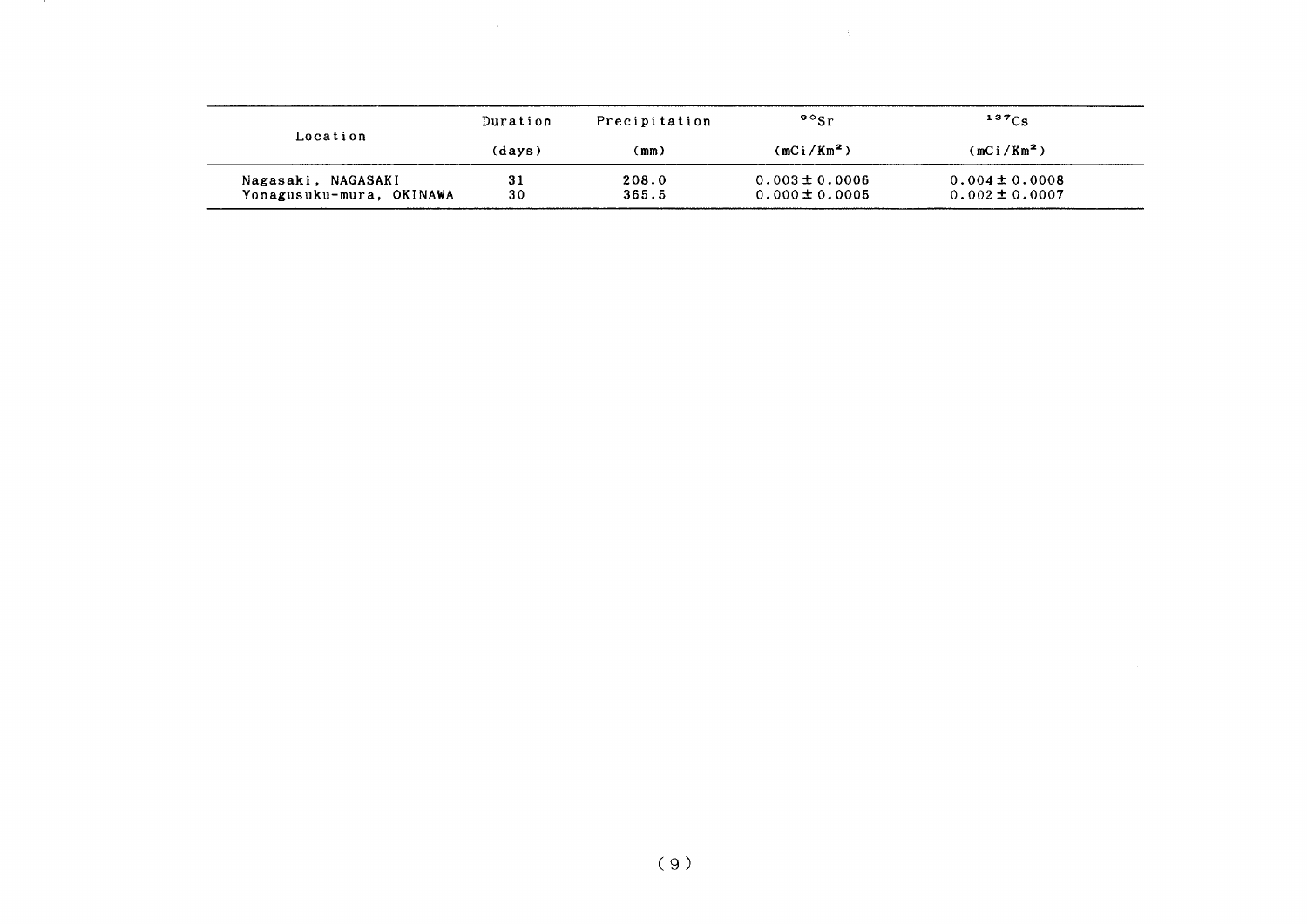| Location | Duration (days) | Precipitation (mm) | $^{90}Sr$ ($mCi/Km^2$) | $^{137}Cs$ ($mCi/Km^2$) |
|---|---|---|---|---|
| Nagasaki, NAGASAKI | 31 | 208.0 | $0.003 \pm 0.0006$ | $0.004 \pm 0.0008$ |
| Yonagusuku-mura, OKINAWA | 30 | 365.5 | $0.000 \pm 0.0005$ | $0.002 \pm 0.0007$ |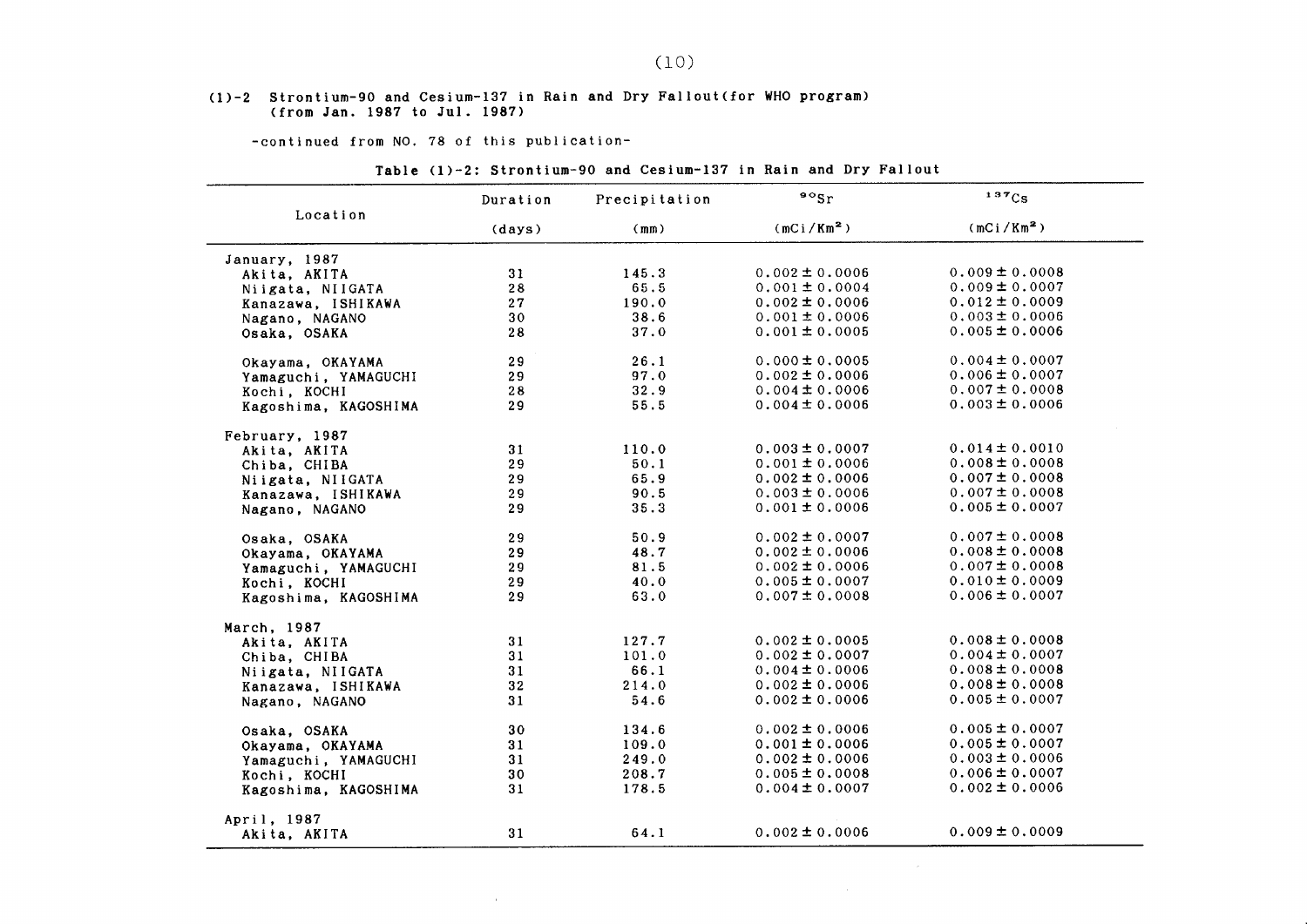## (1)-2 Strontium-90 and Cesium-137 in Rain and Dry Fallout(for WHO program) (from Jan. 1987 to Jul. 1987)

-continued from NO. 78 of this publication-

Table (1)-2: Strontium-90 and Cesium-137 in Rain and Dry Fallout

| Location | Duration (days) | Precipitation (mm) | $^{90}$Sr (mCi/Km$^2$) | $^{137}$Cs (mCi/Km$^2$) |
|---|---|---|---|---|
| January, 1987 | | | | |
| Akita, AKITA | 31 | 145.3 | 0.002 ± 0.0006 | 0.009 ± 0.0008 |
| Niigata, NIIGATA | 28 | 65.5 | 0.001 ± 0.0004 | 0.009 ± 0.0007 |
| Kanazawa, ISHIKAWA | 27 | 190.0 | 0.002 ± 0.0006 | 0.012 ± 0.0009 |
| Nagano, NAGANO | 30 | 38.6 | 0.001 ± 0.0006 | 0.003 ± 0.0006 |
| Osaka, OSAKA | 28 | 37.0 | 0.001 ± 0.0005 | 0.005 ± 0.0006 |
| Okayama, OKAYAMA | 29 | 26.1 | 0.000 ± 0.0005 | 0.004 ± 0.0007 |
| Yamaguchi, YAMAGUCHI | 29 | 97.0 | 0.002 ± 0.0006 | 0.006 ± 0.0007 |
| Kochi, KOCHI | 28 | 32.9 | 0.004 ± 0.0006 | 0.007 ± 0.0008 |
| Kagoshima, KAGOSHIMA | 29 | 55.5 | 0.004 ± 0.0006 | 0.003 ± 0.0006 |
| February, 1987 | | | | |
| Akita, AKITA | 31 | 110.0 | 0.003 ± 0.0007 | 0.014 ± 0.0010 |
| Chiba, CHIBA | 29 | 50.1 | 0.001 ± 0.0006 | 0.008 ± 0.0008 |
| Niigata, NIIGATA | 29 | 65.9 | 0.002 ± 0.0006 | 0.007 ± 0.0008 |
| Kanazawa, ISHIKAWA | 29 | 90.5 | 0.003 ± 0.0006 | 0.007 ± 0.0008 |
| Nagano, NAGANO | 29 | 35.3 | 0.001 ± 0.0006 | 0.005 ± 0.0007 |
| Osaka, OSAKA | 29 | 50.9 | 0.002 ± 0.0007 | 0.007 ± 0.0008 |
| Okayama, OKAYAMA | 29 | 48.7 | 0.002 ± 0.0006 | 0.008 ± 0.0008 |
| Yamaguchi, YAMAGUCHI | 29 | 81.5 | 0.002 ± 0.0006 | 0.007 ± 0.0008 |
| Kochi, KOCHI | 29 | 40.0 | 0.005 ± 0.0007 | 0.010 ± 0.0009 |
| Kagoshima, KAGOSHIMA | 29 | 63.0 | 0.007 ± 0.0008 | 0.006 ± 0.0007 |
| March, 1987 | | | | |
| Akita, AKITA | 31 | 127.7 | 0.002 ± 0.0005 | 0.008 ± 0.0008 |
| Chiba, CHIBA | 31 | 101.0 | 0.002 ± 0.0007 | 0.004 ± 0.0007 |
| Niigata, NIIGATA | 31 | 66.1 | 0.004 ± 0.0006 | 0.008 ± 0.0008 |
| Kanazawa, ISHIKAWA | 32 | 214.0 | 0.002 ± 0.0006 | 0.008 ± 0.0008 |
| Nagano, NAGANO | 31 | 54.6 | 0.002 ± 0.0006 | 0.005 ± 0.0007 |
| Osaka, OSAKA | 30 | 134.6 | 0.002 ± 0.0006 | 0.005 ± 0.0007 |
| Okayama, OKAYAMA | 31 | 109.0 | 0.001 ± 0.0006 | 0.005 ± 0.0007 |
| Yamaguchi, YAMAGUCHI | 31 | 249.0 | 0.002 ± 0.0006 | 0.003 ± 0.0006 |
| Kochi, KOCHI | 30 | 208.7 | 0.005 ± 0.0008 | 0.006 ± 0.0007 |
| Kagoshima, KAGOSHIMA | 31 | 178.5 | 0.004 ± 0.0007 | 0.002 ± 0.0006 |
| April, 1987 | | | | |
| Akita, AKITA | 31 | 64.1 | 0.002 ± 0.0006 | 0.009 ± 0.0009 |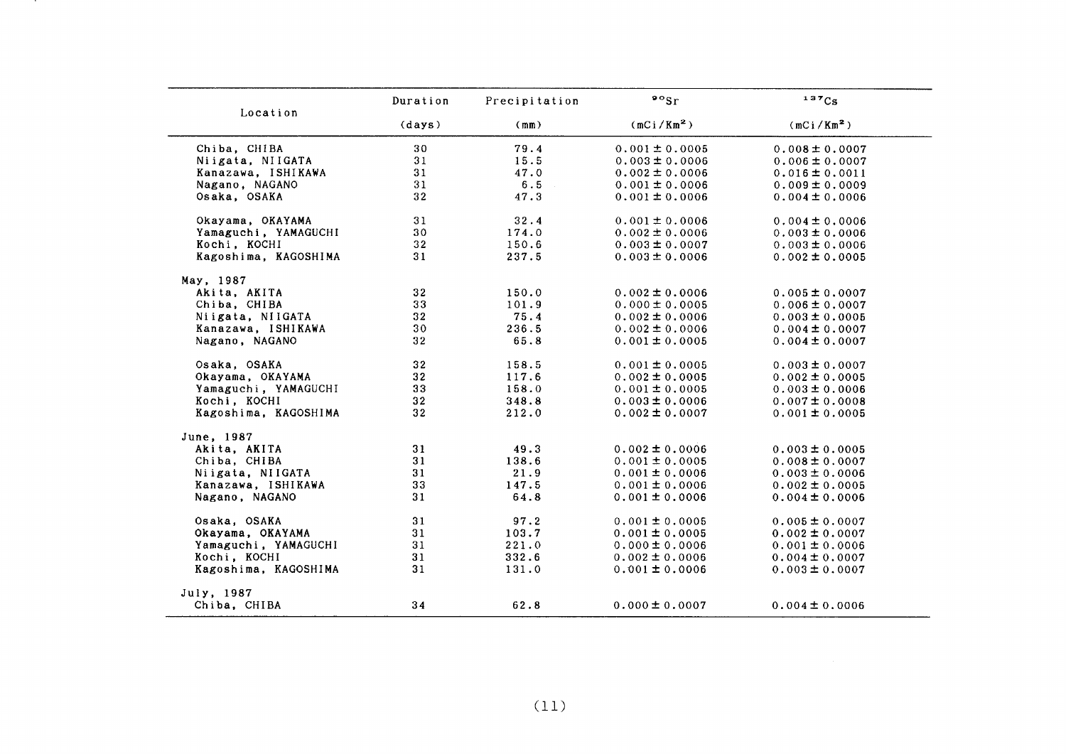| Location | Duration (days) | Precipitation (mm) | $^{90}Sr$ ($mCi/Km^2$) | $^{137}Cs$ ($mCi/Km^2$) |
|---|---|---|---|---|
| Chiba, CHIBA | 30 | 79.4 | $0.001 \pm 0.0005$ | $0.008 \pm 0.0007$ |
| Niigata, NIIGATA | 31 | 15.5 | $0.003 \pm 0.0006$ | $0.006 \pm 0.0007$ |
| Kanazawa, ISHIKAWA | 31 | 47.0 | $0.002 \pm 0.0006$ | $0.016 \pm 0.0011$ |
| Nagano, NAGANO | 31 | 6.5 | $0.001 \pm 0.0006$ | $0.009 \pm 0.0009$ |
| Osaka, OSAKA | 32 | 47.3 | $0.001 \pm 0.0006$ | $0.004 \pm 0.0006$ |
| Okayama, OKAYAMA | 31 | 32.4 | $0.001 \pm 0.0006$ | $0.004 \pm 0.0006$ |
| Yamaguchi, YAMAGUCHI | 30 | 174.0 | $0.002 \pm 0.0006$ | $0.003 \pm 0.0006$ |
| Kochi, KOCHI | 32 | 150.6 | $0.003 \pm 0.0007$ | $0.003 \pm 0.0006$ |
| Kagoshima, KAGOSHIMA | 31 | 237.5 | $0.003 \pm 0.0006$ | $0.002 \pm 0.0005$ |
| May, 1987 | | | | |
| Akita, AKITA | 32 | 150.0 | $0.002 \pm 0.0006$ | $0.005 \pm 0.0007$ |
| Chiba, CHIBA | 33 | 101.9 | $0.000 \pm 0.0005$ | $0.006 \pm 0.0007$ |
| Niigata, NIIGATA | 32 | 75.4 | $0.002 \pm 0.0006$ | $0.003 \pm 0.0005$ |
| Kanazawa, ISHIKAWA | 30 | 236.5 | $0.002 \pm 0.0006$ | $0.004 \pm 0.0007$ |
| Nagano, NAGANO | 32 | 65.8 | $0.001 \pm 0.0005$ | $0.004 \pm 0.0007$ |
| Osaka, OSAKA | 32 | 158.5 | $0.001 \pm 0.0005$ | $0.003 \pm 0.0007$ |
| Okayama, OKAYAMA | 32 | 117.6 | $0.002 \pm 0.0005$ | $0.002 \pm 0.0005$ |
| Yamaguchi, YAMAGUCHI | 33 | 158.0 | $0.001 \pm 0.0005$ | $0.003 \pm 0.0006$ |
| Kochi, KOCHI | 32 | 348.8 | $0.003 \pm 0.0006$ | $0.007 \pm 0.0008$ |
| Kagoshima, KAGOSHIMA | 32 | 212.0 | $0.002 \pm 0.0007$ | $0.001 \pm 0.0005$ |
| June, 1987 | | | | |
| Akita, AKITA | 31 | 49.3 | $0.002 \pm 0.0006$ | $0.003 \pm 0.0005$ |
| Chiba, CHIBA | 31 | 138.6 | $0.001 \pm 0.0005$ | $0.008 \pm 0.0007$ |
| Niigata, NIIGATA | 31 | 21.9 | $0.001 \pm 0.0006$ | $0.003 \pm 0.0006$ |
| Kanazawa, ISHIKAWA | 33 | 147.5 | $0.001 \pm 0.0006$ | $0.002 \pm 0.0005$ |
| Nagano, NAGANO | 31 | 64.8 | $0.001 \pm 0.0006$ | $0.004 \pm 0.0006$ |
| Osaka, OSAKA | 31 | 97.2 | $0.001 \pm 0.0005$ | $0.005 \pm 0.0007$ |
| Okayama, OKAYAMA | 31 | 103.7 | $0.001 \pm 0.0005$ | $0.002 \pm 0.0007$ |
| Yamaguchi, YAMAGUCHI | 31 | 221.0 | $0.000 \pm 0.0006$ | $0.001 \pm 0.0006$ |
| Kochi, KOCHI | 31 | 332.6 | $0.002 \pm 0.0006$ | $0.004 \pm 0.0007$ |
| Kagoshima, KAGOSHIMA | 31 | 131.0 | $0.001 \pm 0.0006$ | $0.003 \pm 0.0007$ |
| July, 1987 | | | | |
| Chiba, CHIBA | 34 | 62.8 | $0.000 \pm 0.0007$ | $0.004 \pm 0.0006$ |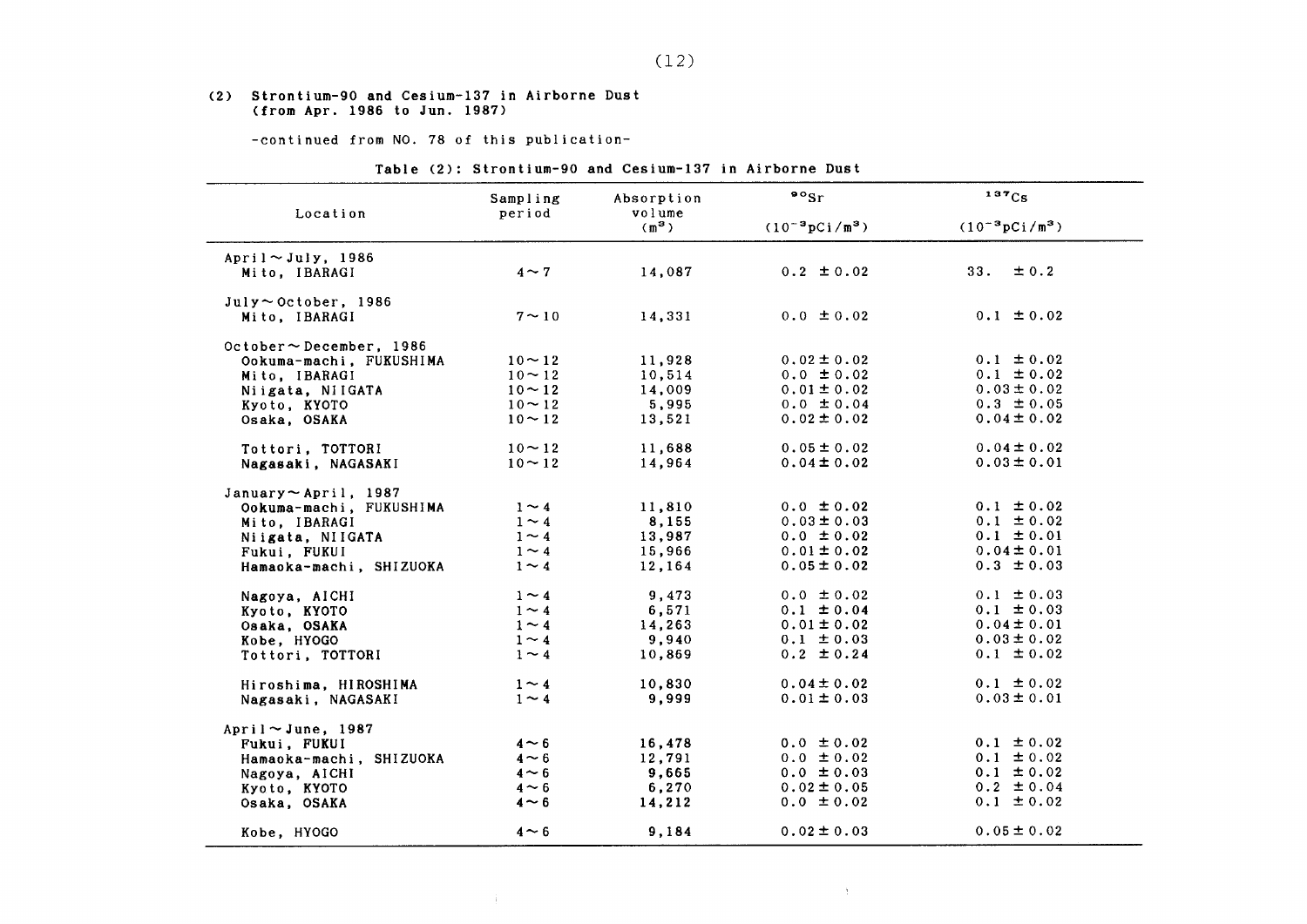## (2) Strontium-90 and Cesium-137 in Airborne Dust (from Apr. 1986 to Jun. 1987)

-continued from NO. 78 of this publication-

Table (2): Strontium-90 and Cesium-137 in Airborne Dust

| Location | Sampling period | Absorption volume ($m^3$) | $^{90}Sr$ ($10^{-3}pCi/m^3$) | $^{137}Cs$ ($10^{-3}pCi/m^3$) |
|---|---|---|---|---|
| April～July, 1986 | | | | |
| Mito, IBARAGI | 4～7 | 14,087 | 0.2 ±0.02 | 33. ±0.2 |
| July～October, 1986 | | | | |
| Mito, IBARAGI | 7～10 | 14,331 | 0.0 ±0.02 | 0.1 ±0.02 |
| October～December, 1986 | | | | |
| Ookuma-machi, FUKUSHIMA | 10～12 | 11,928 | 0.02±0.02 | 0.1 ±0.02 |
| Mito, IBARAGI | 10～12 | 10,514 | 0.0 ±0.02 | 0.1 ±0.02 |
| Niigata, NIIGATA | 10～12 | 14,009 | 0.01±0.02 | 0.03±0.02 |
| Kyoto, KYOTO | 10～12 | 5,995 | 0.0 ±0.04 | 0.3 ±0.05 |
| Osaka, OSAKA | 10～12 | 13,521 | 0.02±0.02 | 0.04±0.02 |
| Tottori, TOTTORI | 10～12 | 11,688 | 0.05±0.02 | 0.04±0.02 |
| Nagasaki, NAGASAKI | 10～12 | 14,964 | 0.04±0.02 | 0.03±0.01 |
| January～April, 1987 | | | | |
| Ookuma-machi, FUKUSHIMA | 1～4 | 11,810 | 0.0 ±0.02 | 0.1 ±0.02 |
| Mito, IBARAGI | 1～4 | 8,155 | 0.03±0.03 | 0.1 ±0.02 |
| Niigata, NIIGATA | 1～4 | 13,987 | 0.0 ±0.02 | 0.1 ±0.01 |
| Fukui, FUKUI | 1～4 | 15,966 | 0.01±0.02 | 0.04±0.01 |
| Hamaoka-machi, SHIZUOKA | 1～4 | 12,164 | 0.05±0.02 | 0.3 ±0.03 |
| Nagoya, AICHI | 1～4 | 9,473 | 0.0 ±0.02 | 0.1 ±0.03 |
| Kyoto, KYOTO | 1～4 | 6,571 | 0.1 ±0.04 | 0.1 ±0.03 |
| Osaka, OSAKA | 1～4 | 14,263 | 0.01±0.02 | 0.04±0.01 |
| Kobe, HYOGO | 1～4 | 9,940 | 0.1 ±0.03 | 0.03±0.02 |
| Tottori, TOTTORI | 1～4 | 10,869 | 0.2 ±0.24 | 0.1 ±0.02 |
| Hiroshima, HIROSHIMA | 1～4 | 10,830 | 0.04±0.02 | 0.1 ±0.02 |
| Nagasaki, NAGASAKI | 1～4 | 9,999 | 0.01±0.03 | 0.03±0.01 |
| April～June, 1987 | | | | |
| Fukui, FUKUI | 4～6 | 16,478 | 0.0 ±0.02 | 0.1 ±0.02 |
| Hamaoka-machi, SHIZUOKA | 4～6 | 12,791 | 0.0 ±0.02 | 0.1 ±0.02 |
| Nagoya, AICHI | 4～6 | 9,665 | 0.0 ±0.03 | 0.1 ±0.02 |
| Kyoto, KYOTO | 4～6 | 6,270 | 0.02±0.05 | 0.2 ±0.04 |
| Osaka, OSAKA | 4～6 | 14,212 | 0.0 ±0.02 | 0.1 ±0.02 |
| Kobe, HYOGO | 4～6 | 9,184 | 0.02±0.03 | 0.05±0.02 |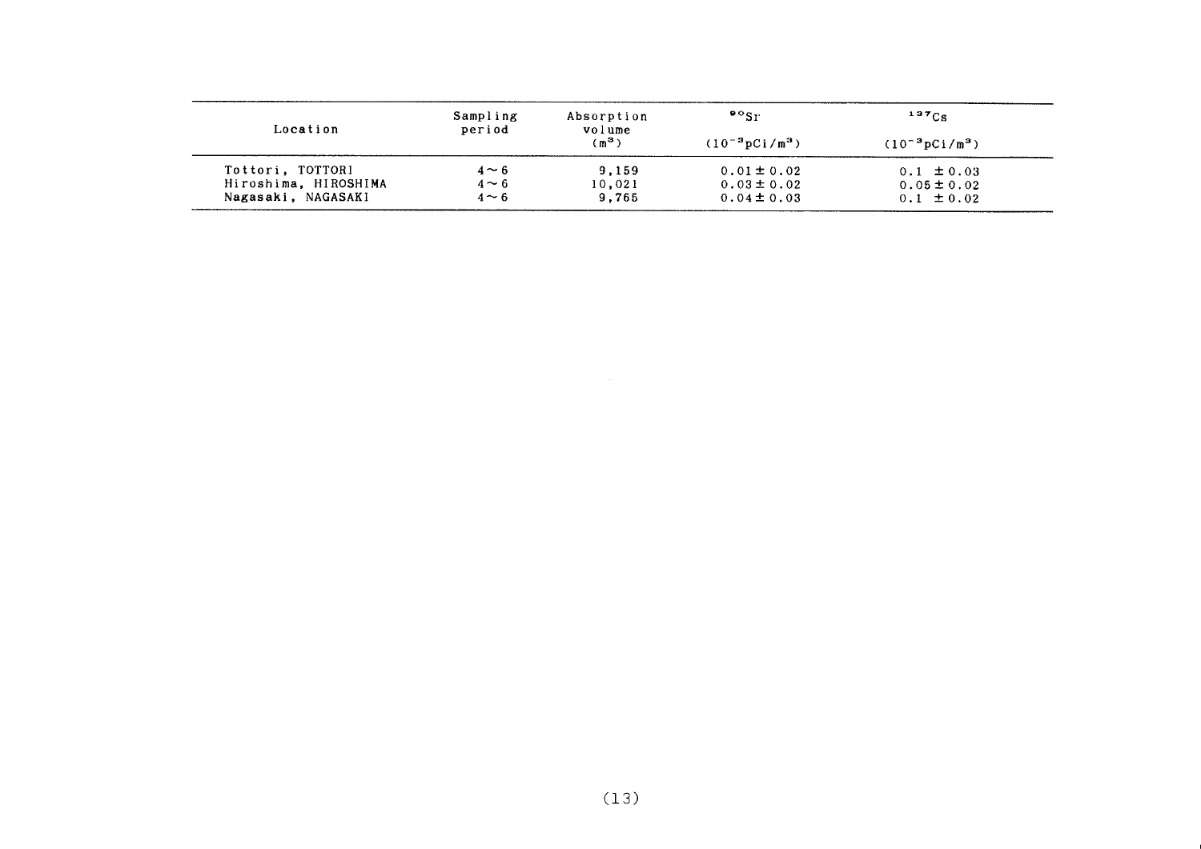| Location | Sampling period | Absorption volume ($m^3$) | $^{90}Sr$ ($10^{-3}pCi/m^3$) | $^{137}Cs$ ($10^{-3}pCi/m^3$) |
|---|---|---|---|---|
| Tottori, TOTTORI | 4～6 | 9,159 | 0.01 ± 0.02 | 0.1 ± 0.03 |
| Hiroshima, HIROSHIMA | 4～6 | 10,021 | 0.03 ± 0.02 | 0.05 ± 0.02 |
| Nagasaki, NAGASAKI | 4～6 | 9,765 | 0.04 ± 0.03 | 0.1 ± 0.02 |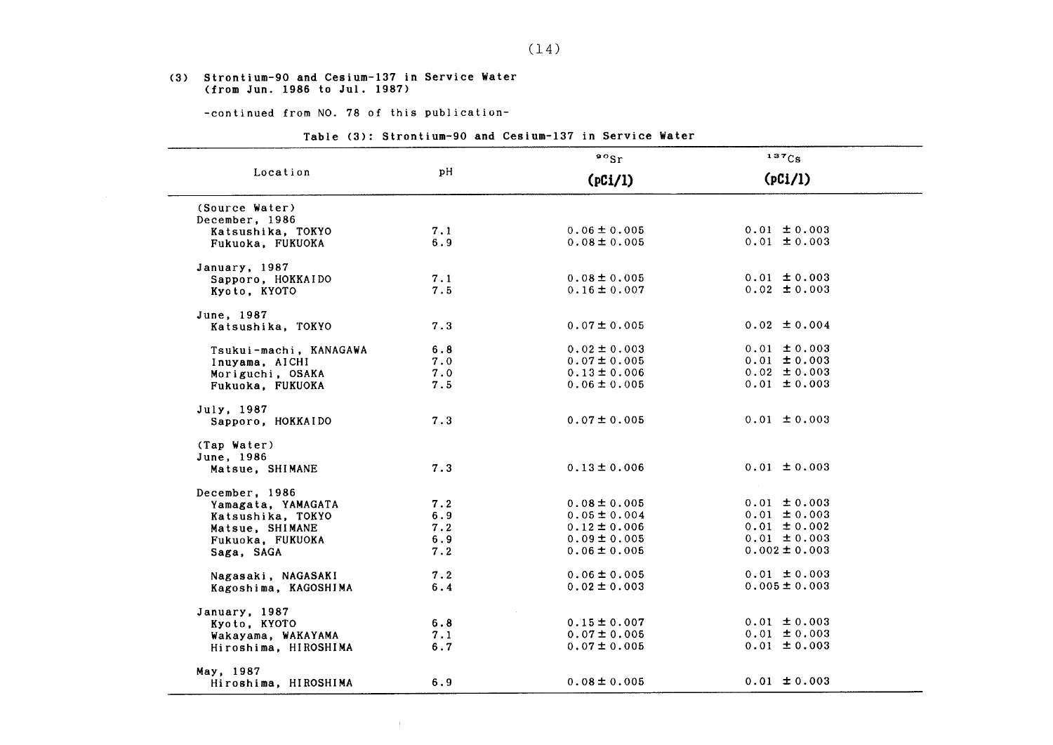### (3) Strontium-90 and Cesium-137 in Service Water (from Jun. 1986 to Jul. 1987)

-continued from NO. 78 of this publication-

Table (3): Strontium-90 and Cesium-137 in Service Water

| Location | pH | $^{90}Sr$ (pCi/l) | $^{137}Cs$ (pCi/l) |
|---|---|---|---|
| (Source Water) | | | |
| December, 1986 | | | |
| Katsushika, TOKYO | 7.1 | 0.06 ± 0.005 | 0.01 ± 0.003 |
| Fukuoka, FUKUOKA | 6.9 | 0.08 ± 0.005 | 0.01 ± 0.003 |
| January, 1987 | | | |
| Sapporo, HOKKAIDO | 7.1 | 0.08 ± 0.005 | 0.01 ± 0.003 |
| Kyoto, KYOTO | 7.5 | 0.16 ± 0.007 | 0.02 ± 0.003 |
| June, 1987 | | | |
| Katsushika, TOKYO | 7.3 | 0.07 ± 0.005 | 0.02 ± 0.004 |
| Tsukui-machi, KANAGAWA | 6.8 | 0.02 ± 0.003 | 0.01 ± 0.003 |
| Inuyama, AICHI | 7.0 | 0.07 ± 0.005 | 0.01 ± 0.003 |
| Moriguchi, OSAKA | 7.0 | 0.13 ± 0.006 | 0.02 ± 0.003 |
| Fukuoka, FUKUOKA | 7.5 | 0.06 ± 0.005 | 0.01 ± 0.003 |
| July, 1987 | | | |
| Sapporo, HOKKAIDO | 7.3 | 0.07 ± 0.005 | 0.01 ± 0.003 |
| (Tap Water) | | | |
| June, 1986 | | | |
| Matsue, SHIMANE | 7.3 | 0.13 ± 0.006 | 0.01 ± 0.003 |
| December, 1986 | | | |
| Yamagata, YAMAGATA | 7.2 | 0.08 ± 0.005 | 0.01 ± 0.003 |
| Katsushika, TOKYO | 6.9 | 0.05 ± 0.004 | 0.01 ± 0.003 |
| Matsue, SHIMANE | 7.2 | 0.12 ± 0.006 | 0.01 ± 0.002 |
| Fukuoka, FUKUOKA | 6.9 | 0.09 ± 0.005 | 0.01 ± 0.003 |
| Saga, SAGA | 7.2 | 0.06 ± 0.005 | 0.002 ± 0.003 |
| Nagasaki, NAGASAKI | 7.2 | 0.06 ± 0.005 | 0.01 ± 0.003 |
| Kagoshima, KAGOSHIMA | 6.4 | 0.02 ± 0.003 | 0.005 ± 0.003 |
| January, 1987 | | | |
| Kyoto, KYOTO | 6.8 | 0.15 ± 0.007 | 0.01 ± 0.003 |
| Wakayama, WAKAYAMA | 7.1 | 0.07 ± 0.005 | 0.01 ± 0.003 |
| Hiroshima, HIROSHIMA | 6.7 | 0.07 ± 0.005 | 0.01 ± 0.003 |
| May, 1987 | | | |
| Hiroshima, HIROSHIMA | 6.9 | 0.08 ± 0.005 | 0.01 ± 0.003 |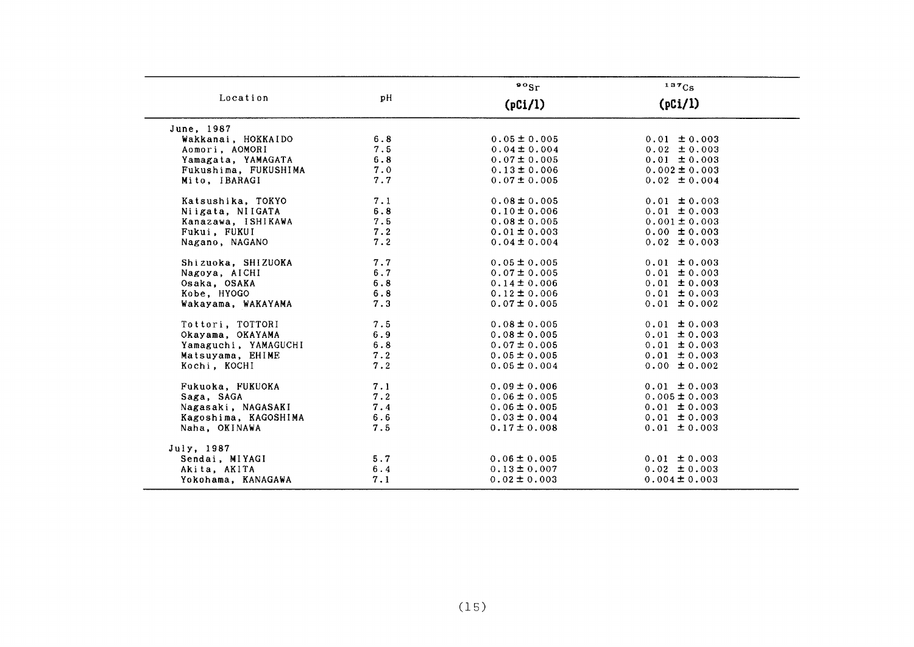| Location | pH | $^{90}Sr$ (pCi/l) | $^{137}Cs$ (pCi/l) |
|---|---|---|---|
| June, 1987 | | | |
| Wakkanai, HOKKAIDO | 6.8 | 0.05±0.005 | 0.01 ±0.003 |
| Aomori, AOMORI | 7.5 | 0.04±0.004 | 0.02 ±0.003 |
| Yamagata, YAMAGATA | 6.8 | 0.07±0.005 | 0.01 ±0.003 |
| Fukushima, FUKUSHIMA | 7.0 | 0.13±0.006 | 0.002±0.003 |
| Mito, IBARAGI | 7.7 | 0.07±0.005 | 0.02 ±0.004 |
| Katsushika, TOKYO | 7.1 | 0.08±0.005 | 0.01 ±0.003 |
| Niigata, NIIGATA | 6.8 | 0.10±0.006 | 0.01 ±0.003 |
| Kanazawa, ISHIKAWA | 7.5 | 0.08±0.005 | 0.001±0.003 |
| Fukui, FUKUI | 7.2 | 0.01±0.003 | 0.00 ±0.003 |
| Nagano, NAGANO | 7.2 | 0.04±0.004 | 0.02 ±0.003 |
| Shizuoka, SHIZUOKA | 7.7 | 0.05±0.005 | 0.01 ±0.003 |
| Nagoya, AICHI | 6.7 | 0.07±0.005 | 0.01 ±0.003 |
| Osaka, OSAKA | 6.8 | 0.14±0.006 | 0.01 ±0.003 |
| Kobe, HYOGO | 6.8 | 0.12±0.006 | 0.01 ±0.003 |
| Wakayama, WAKAYAMA | 7.3 | 0.07±0.005 | 0.01 ±0.002 |
| Tottori, TOTTORI | 7.5 | 0.08±0.005 | 0.01 ±0.003 |
| Okayama, OKAYAMA | 6.9 | 0.08±0.005 | 0.01 ±0.003 |
| Yamaguchi, YAMAGUCHI | 6.8 | 0.07±0.005 | 0.01 ±0.003 |
| Matsuyama, EHIME | 7.2 | 0.05±0.005 | 0.01 ±0.003 |
| Kochi, KOCHI | 7.2 | 0.05±0.004 | 0.00 ±0.002 |
| Fukuoka, FUKUOKA | 7.1 | 0.09±0.006 | 0.01 ±0.003 |
| Saga, SAGA | 7.2 | 0.06±0.005 | 0.005±0.003 |
| Nagasaki, NAGASAKI | 7.4 | 0.06±0.005 | 0.01 ±0.003 |
| Kagoshima, KAGOSHIMA | 6.6 | 0.03±0.004 | 0.01 ±0.003 |
| Naha, OKINAWA | 7.5 | 0.17±0.008 | 0.01 ±0.003 |
| July, 1987 | | | |
| Sendai, MIYAGI | 5.7 | 0.06±0.005 | 0.01 ±0.003 |
| Akita, AKITA | 6.4 | 0.13±0.007 | 0.02 ±0.003 |
| Yokohama, KANAGAWA | 7.1 | 0.02±0.003 | 0.004±0.003 |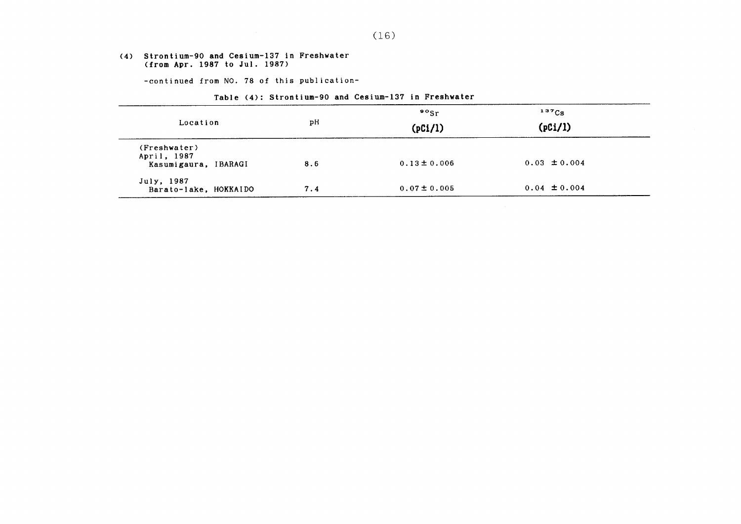## (4) Strontium-90 and Cesium-137 in Freshwater (from Apr. 1987 to Jul. 1987)

-continued from NO. 78 of this publication-

Table (4): Strontium-90 and Cesium-137 in Freshwater

| Location | pH | $^{90}Sr$ (pCi/l) | $^{137}Cs$ (pCi/l) |
|---|---|---|---|
| (Freshwater) | | | |
| April, 1987 | | | |
| Kasumigaura, IBARAGI | 8.6 | 0.13 ± 0.006 | 0.03 ± 0.004 |
| July, 1987 | | | |
| Barato-lake, HOKKAIDO | 7.4 | 0.07 ± 0.005 | 0.04 ± 0.004 |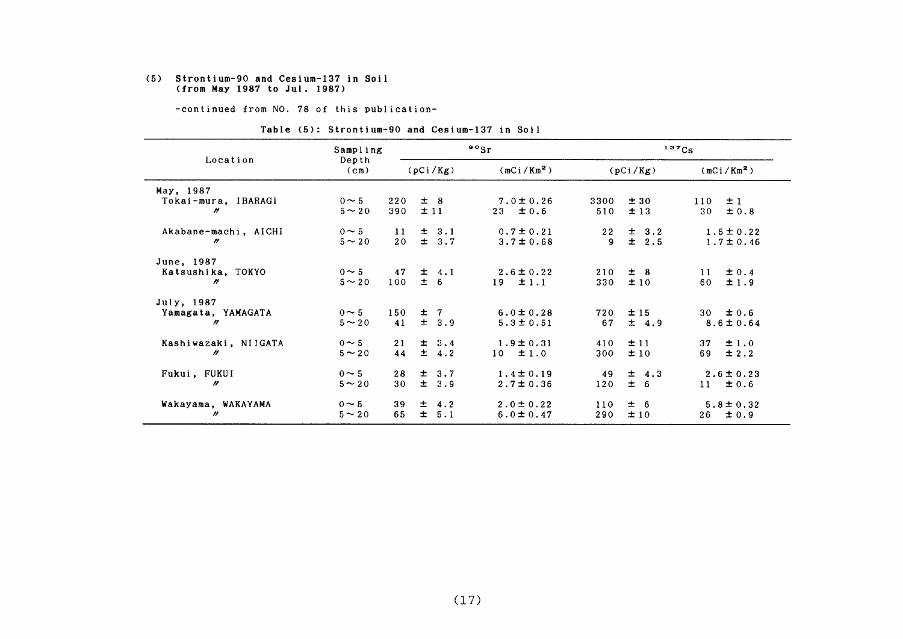### (5) Strontium-90 and Cesium-137 in Soil (from May 1987 to Jul. 1987)

-continued from NO. 78 of this publication-

Table (5): Strontium-90 and Cesium-137 in Soil

| Location | Sampling Depth (cm) | $^{90}Sr$ (pCi/Kg) | $^{90}Sr$ (mCi/Km$^2$) | $^{137}Cs$ (pCi/Kg) | $^{137}Cs$ (mCi/Km$^2$) |
|---|---|---|---|---|---|
| May, 1987 | | | | | |
| Tokai-mura, IBARAGI | 0～5 | 220 ± 8 | 7.0 ± 0.26 | 3300 ± 30 | 110 ± 1 |
| 〃 | 5～20 | 390 ± 11 | 23 ± 0.6 | 510 ± 13 | 30 ± 0.8 |
| Akabane-machi, AICHI | 0～5 | 11 ± 3.1 | 0.7 ± 0.21 | 22 ± 3.2 | 1.5 ± 0.22 |
| 〃 | 5～20 | 20 ± 3.7 | 3.7 ± 0.68 | 9 ± 2.5 | 1.7 ± 0.46 |
| June, 1987 | | | | | |
| Katsushika, TOKYO | 0～5 | 47 ± 4.1 | 2.6 ± 0.22 | 210 ± 8 | 11 ± 0.4 |
| 〃 | 5～20 | 100 ± 6 | 19 ± 1.1 | 330 ± 10 | 60 ± 1.9 |
| July, 1987 | | | | | |
| Yamagata, YAMAGATA | 0～5 | 150 ± 7 | 6.0 ± 0.28 | 720 ± 15 | 30 ± 0.6 |
| 〃 | 5～20 | 41 ± 3.9 | 5.3 ± 0.51 | 67 ± 4.9 | 8.6 ± 0.64 |
| Kashiwazaki, NIIGATA | 0～5 | 21 ± 3.4 | 1.9 ± 0.31 | 410 ± 11 | 37 ± 1.0 |
| 〃 | 5～20 | 44 ± 4.2 | 10 ± 1.0 | 300 ± 10 | 69 ± 2.2 |
| Fukui, FUKUI | 0～5 | 28 ± 3.7 | 1.4 ± 0.19 | 49 ± 4.3 | 2.6 ± 0.23 |
| 〃 | 5～20 | 30 ± 3.9 | 2.7 ± 0.36 | 120 ± 6 | 11 ± 0.6 |
| Wakayama, WAKAYAMA | 0～5 | 39 ± 4.2 | 2.0 ± 0.22 | 110 ± 6 | 5.8 ± 0.32 |
| 〃 | 5～20 | 65 ± 5.1 | 6.0 ± 0.47 | 290 ± 10 | 26 ± 0.9 |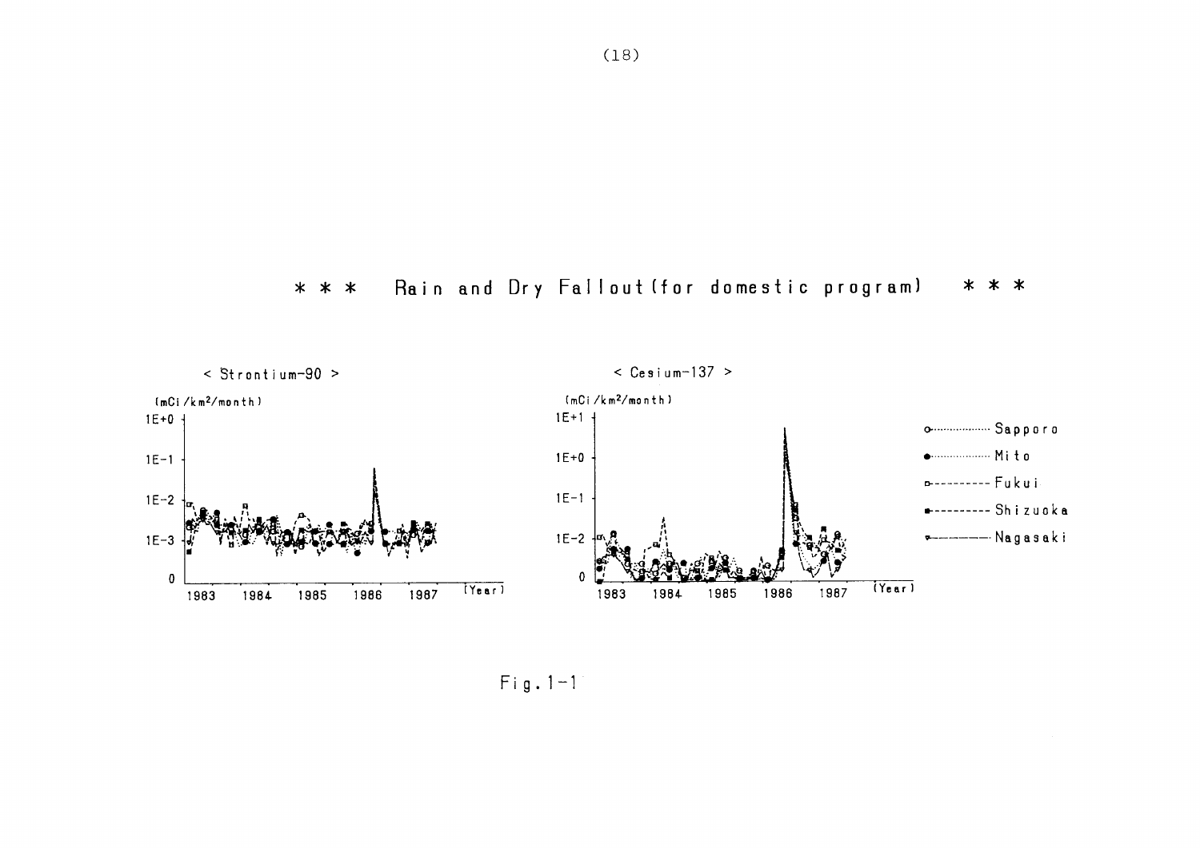# * * * Rain and Dry Fallout (for domestic program) * * *

< Strontium-90 >

(mCi/km²/month)

1E+0
1E-1
1E-2
1E-3
0

1983 1984 1985 1986 1987 (Year)

< Cesium-137 >

(mCi/km²/month)

1E+1
1E+0
1E-1
1E-2
0

1983 1984 1985 1986 1987 (Year)

- Sapporo
- Mito
- Fukui
- Shizuoka
- Nagasaki

Fig. 1-1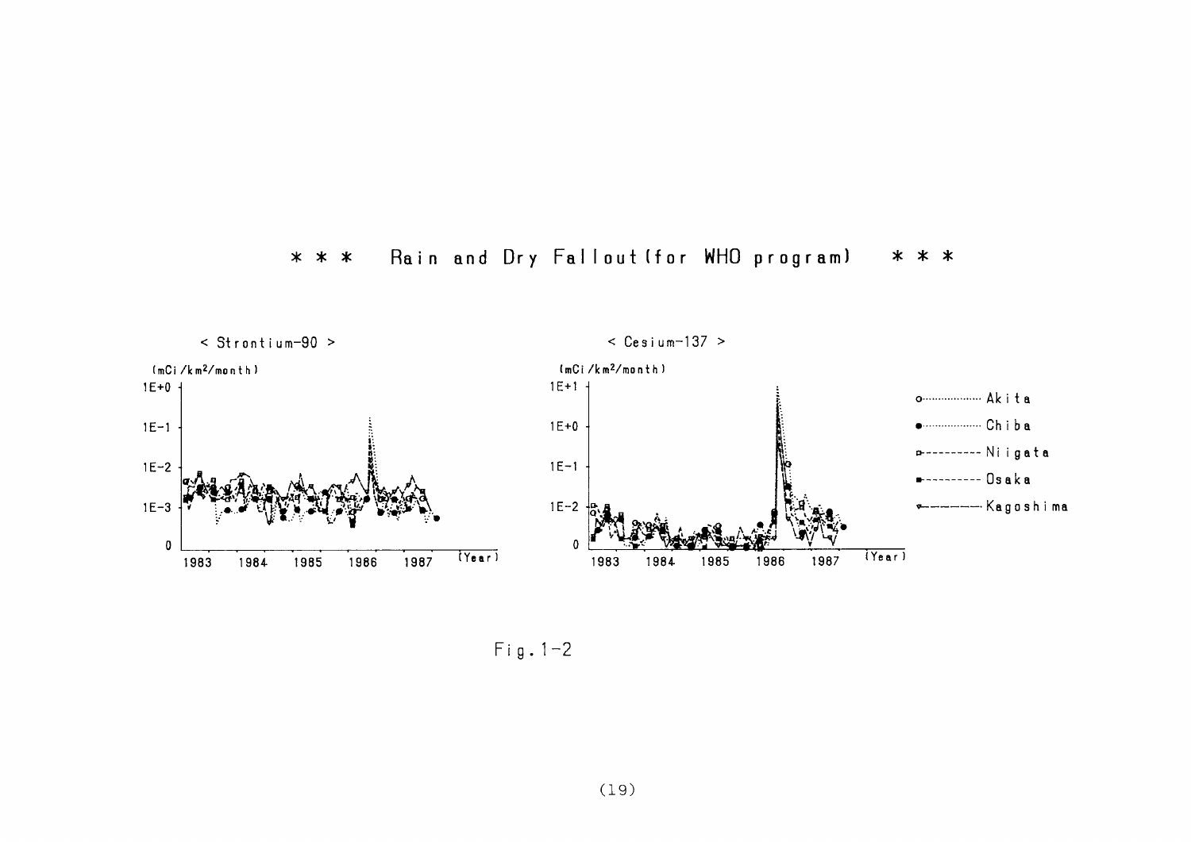\* \* \* Rain and Dry Fallout (for WHO program) \* \* \*

< Strontium-90 >

(mCi/km²/month)

1E+0, 1E-1, 1E-2, 1E-3, 0

1983 1984 1985 1986 1987 (Year)

< Cesium-137 >

(mCi/km²/month)

1E+1, 1E+0, 1E-1, 1E-2, 0

1983 1984 1985 1986 1987 (Year)

- Akita
- Chiba
- Niigata
- Osaka
- Kagoshima

Fig. 1-2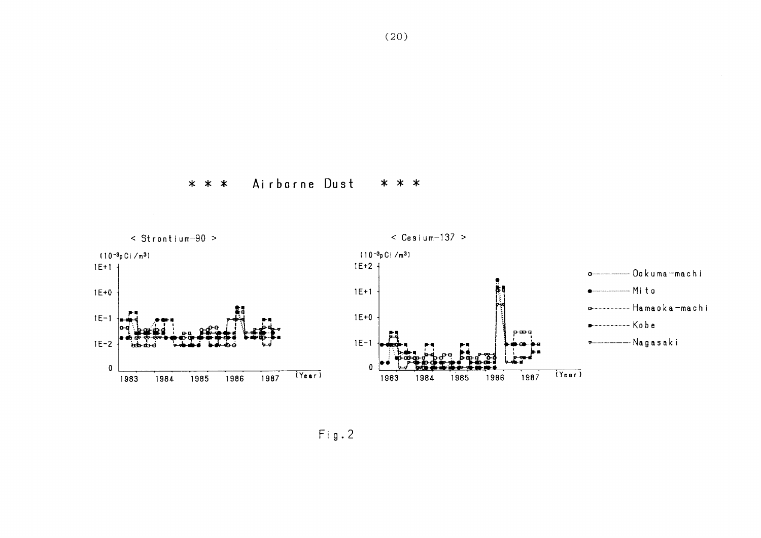\* \* \* Airborne Dust \* \* \*

< Strontium-90 >

$(10^{-3}pCi/m^3)$

< Cesium-137 >

$(10^{-3}pCi/m^3)$

Ookuma-machi
Mito
Hamaoka-machi
Kobe
Nagasaki

Fig.2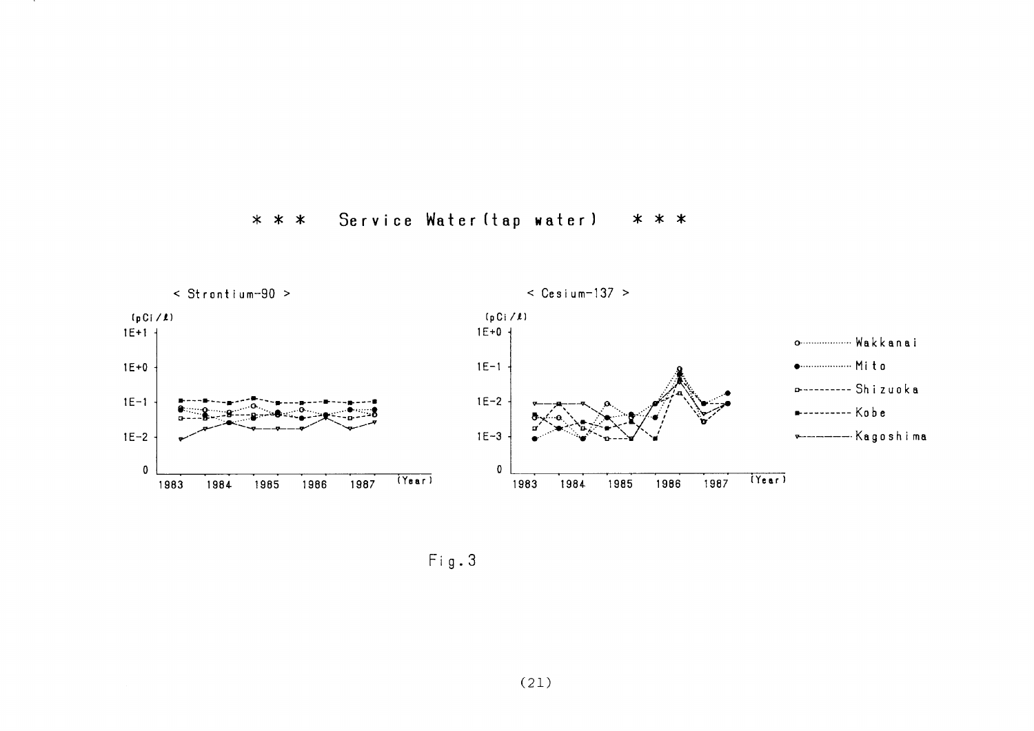*** Service Water (tap water) ***

< Strontium-90 >

(pCi/ℓ)

1E+1

1E+0

1E-1

1E-2

0

1983 1984 1985 1986 1987 (Year)

< Cesium-137 >

(pCi/ℓ)

1E+0

1E-1

1E-2

1E-3

0

1983 1984 1985 1986 1987 (Year)

o Wakkanai

● Mito

□ Shizuoka

■ Kobe

▽ Kagoshima

Fig. 3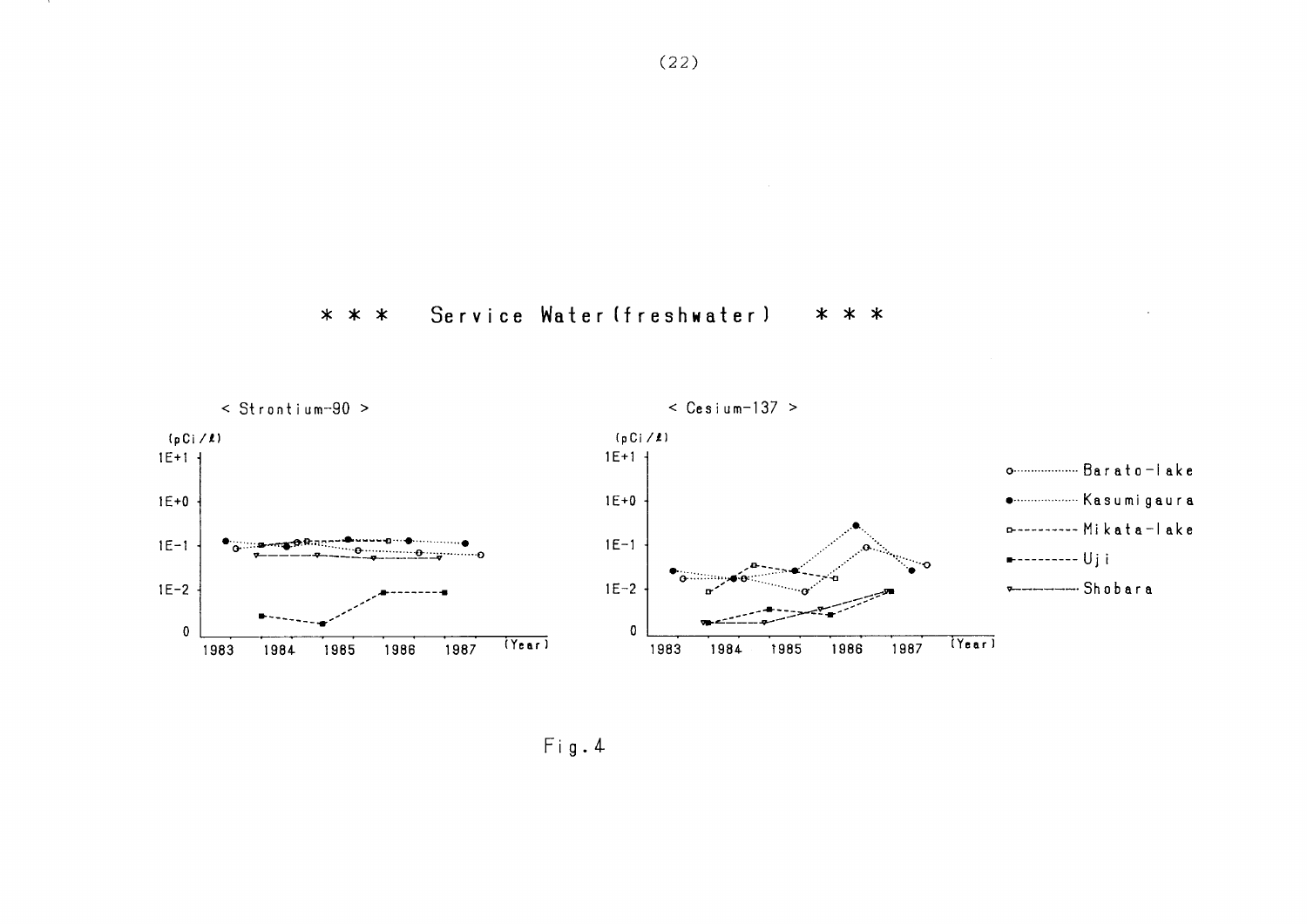# * * * Service Water (freshwater) * * *

< Strontium-90 >

(pCi/ℓ)

1E+1
1E+0
1E-1
1E-2
0

1983 1984 1985 1986 1987 (Year)

< Cesium-137 >

(pCi/ℓ)

1E+1
1E+0
1E-1
1E-2
0

1983 1984 1985 1986 1987 (Year)

- Barato-lake
- Kasumigaura
- Mikata-lake
- Uji
- Shobara

Fig.4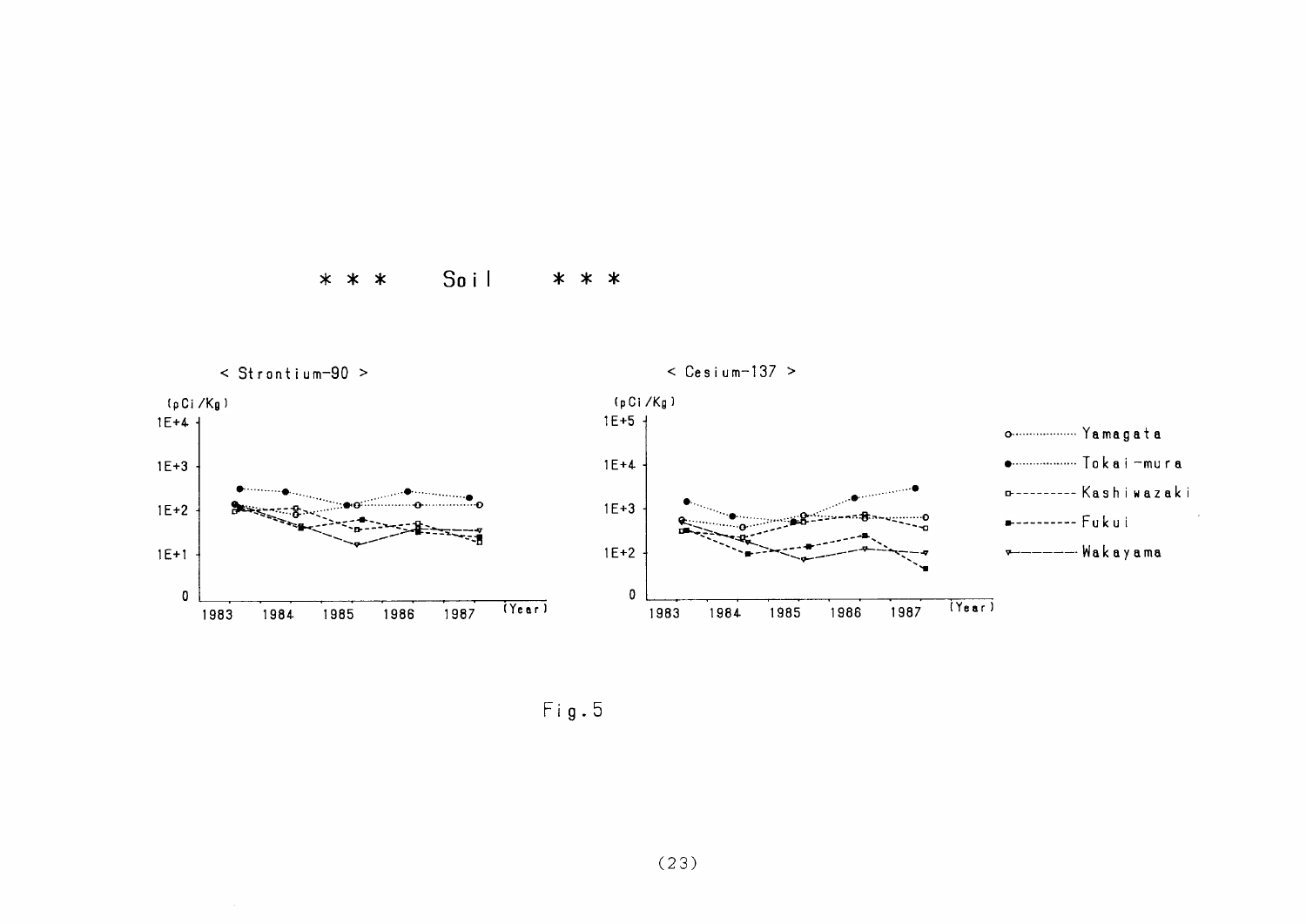\*\*\* Soil \*\*\*

< Strontium-90 >

(pCi/Kg)

1E+4

1E+3

1E+2

1E+1

0

1983 1984 1985 1986 1987 (Year)

< Cesium-137 >

(pCi/Kg)

1E+5

1E+4

1E+3

1E+2

0

1983 1984 1985 1986 1987 (Year)

- Yamagata
- Tokai-mura
- Kashiwazaki
- Fukui
- Wakayama

Fig.5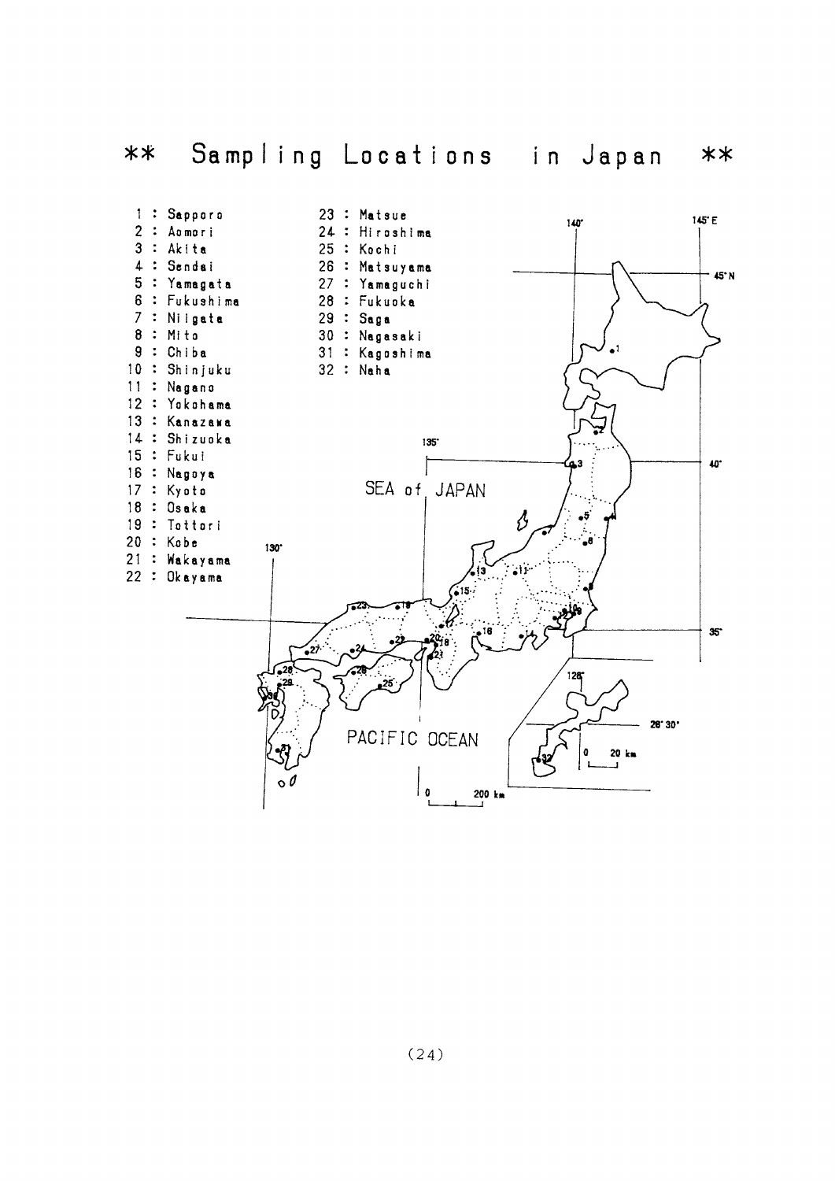# ** Sampling Locations in Japan **

1 : Sapporo
2 : Aomori
3 : Akita
4 : Sendai
5 : Yamagata
6 : Fukushima
7 : Niigata
8 : Mito
9 : Chiba
10 : Shinjuku
11 : Nagano
12 : Yokohama
13 : Kanazawa
14 : Shizuoka
15 : Fukui
16 : Nagoya
17 : Kyoto
18 : Osaka
19 : Tottori
20 : Kobe
21 : Wakayama
22 : Okayama
23 : Matsue
24 : Hiroshima
25 : Kochi
26 : Matsuyama
27 : Yamaguchi
28 : Fukuoka
29 : Saga
30 : Nagasaki
31 : Kagoshima
32 : Naha

140°
145°E
45°N
40°
35°
135°
130°
128°
26°30'
SEA of JAPAN
PACIFIC OCEAN
0 200 km
0 20 km